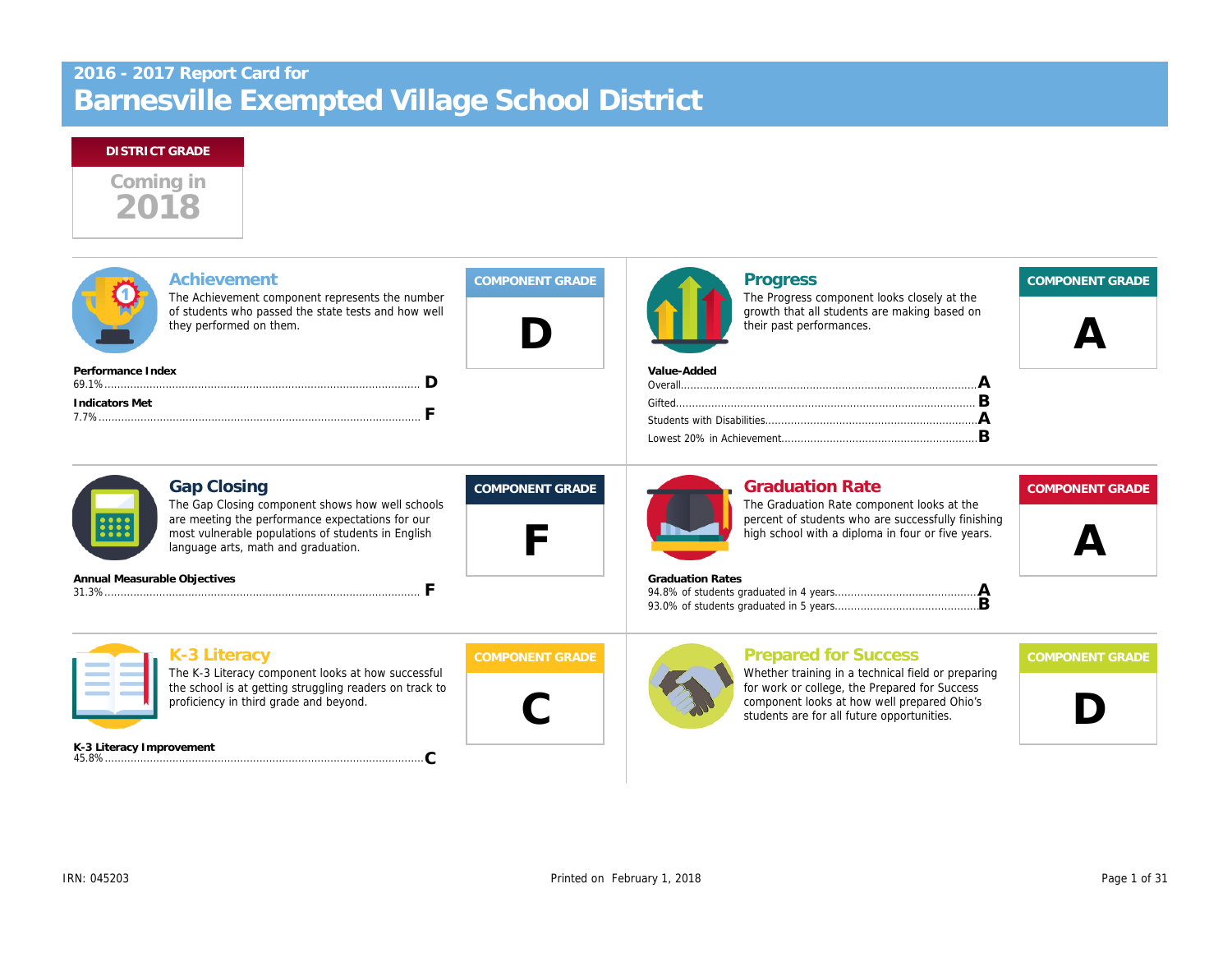## 2016 - 2017 Report Card for

# Barnesville Exempted Village School District

**DISTRICT GRADE**

Coming in 2018

## Achievement

The Achievement component represents the number of students who passed the state tests and how well they performed on them.

**COMPONENT GRADE: D**

**Performance Index**
69.1% ........ **D**

**Indicators Met**
7.7% ........ **F**

## Progress

The Progress component looks closely at the growth that all students are making based on their past performances.

**COMPONENT GRADE: A**

**Value-Added**
Overall ........ **A**
Gifted ........ **B**
Students with Disabilities ........ **A**
Lowest 20% in Achievement ........ **B**

## Gap Closing

The Gap Closing component shows how well schools are meeting the performance expectations for our most vulnerable populations of students in English language arts, math and graduation.

**COMPONENT GRADE: F**

**Annual Measurable Objectives**
31.3% ........ **F**

## Graduation Rate

The Graduation Rate component looks at the percent of students who are successfully finishing high school with a diploma in four or five years.

**COMPONENT GRADE: A**

**Graduation Rates**
94.8% of students graduated in 4 years ........ **A**
93.0% of students graduated in 5 years ........ **B**

## K-3 Literacy

The K-3 Literacy component looks at how successful the school is at getting struggling readers on track to proficiency in third grade and beyond.

**COMPONENT GRADE: C**

**K-3 Literacy Improvement**
45.8% ........ **C**

## Prepared for Success

Whether training in a technical field or preparing for work or college, the Prepared for Success component looks at how well prepared Ohio's students are for all future opportunities.

**COMPONENT GRADE: D**

IRN: 045203

Printed on February 1, 2018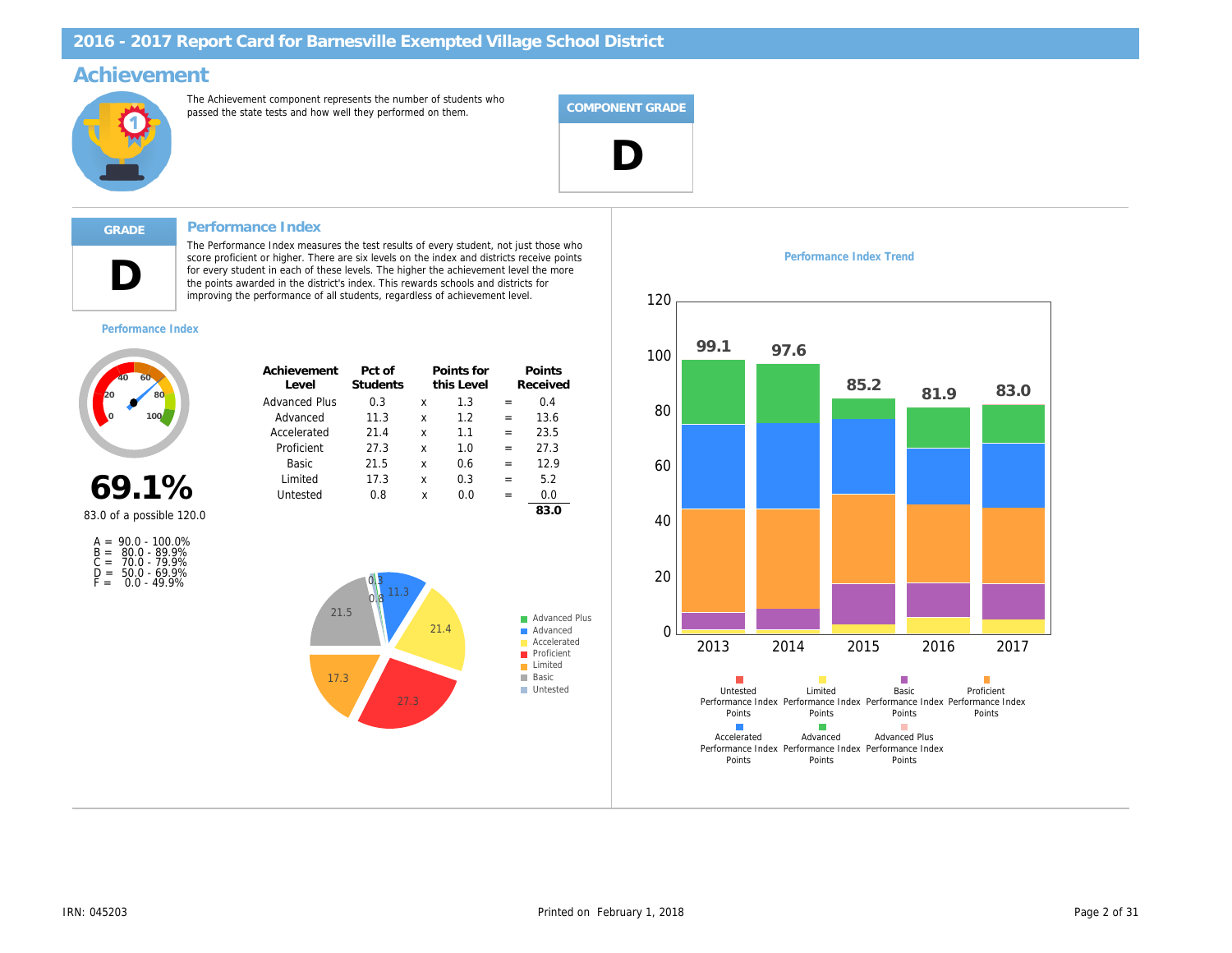# 2016 - 2017 Report Card for Barnesville Exempted Village School District

## Achievement

The Achievement component represents the number of students who passed the state tests and how well they performed on them.

**COMPONENT GRADE**

**D**

**GRADE**

**D**

### Performance Index

The Performance Index measures the test results of every student, not just those who score proficient or higher. There are six levels on the index and districts receive points for every student in each of these levels. The higher the achievement level the more the points awarded in the district's index. This rewards schools and districts for improving the performance of all students, regardless of achievement level.

Performance Index

**69.1%**

83.0 of a possible 120.0

A = 90.0 - 100.0%
B = 80.0 - 89.9%
C = 70.0 - 79.9%
D = 50.0 - 69.9%
F = 0.0 - 49.9%

| Achievement Level | Pct of Students | | Points for this Level | | Points Received |
|---|---|---|---|---|---|
| Advanced Plus | 0.3 | x | 1.3 | = | 0.4 |
| Advanced | 11.3 | x | 1.2 | = | 13.6 |
| Accelerated | 21.4 | x | 1.1 | = | 23.5 |
| Proficient | 27.3 | x | 1.0 | = | 27.3 |
| Basic | 21.5 | x | 0.6 | = | 12.9 |
| Limited | 17.3 | x | 0.3 | = | 5.2 |
| Untested | 0.8 | x | 0.0 | = | 0.0 |
| | | | | | **83.0** |

Performance Index Trend

| Year | Performance Index |
|---|---|
| 2013 | 99.1 |
| 2014 | 97.6 |
| 2015 | 85.2 |
| 2016 | 81.9 |
| 2017 | 83.0 |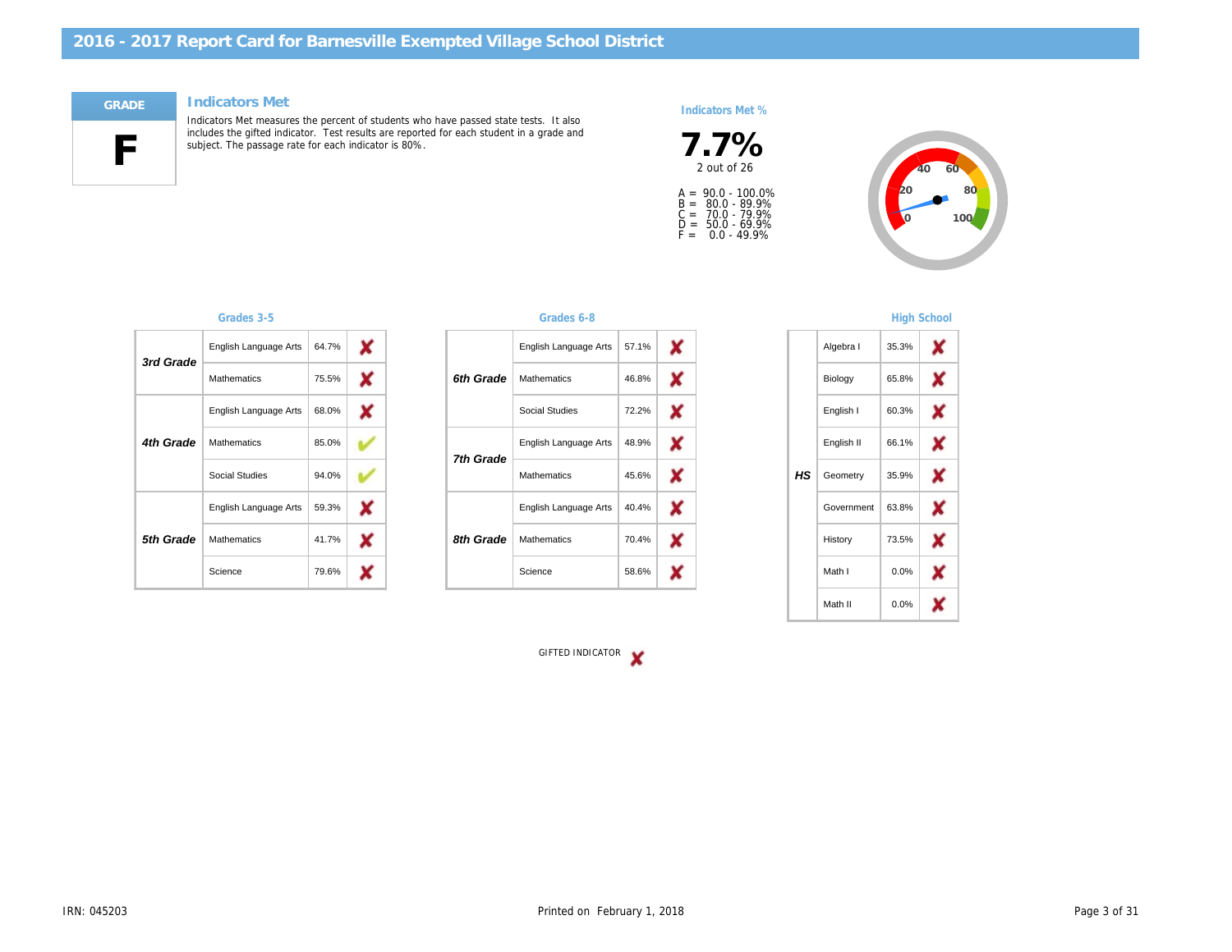# 2016 - 2017 Report Card for Barnesville Exempted Village School District

**GRADE**

**F**

## Indicators Met

Indicators Met measures the percent of students who have passed state tests. It also includes the gifted indicator. Test results are reported for each student in a grade and subject. The passage rate for each indicator is 80%.

**Indicators Met %**

**7.7%**

2 out of 26

A = 90.0 - 100.0%
B = 80.0 - 89.9%
C = 70.0 - 79.9%
D = 50.0 - 69.9%
F = 0.0 - 49.9%

### Grades 3-5

| Grade | Subject | Percent | Met |
|---|---|---|---|
| 3rd Grade | English Language Arts | 64.7% | ✗ |
| | Mathematics | 75.5% | ✗ |
| 4th Grade | English Language Arts | 68.0% | ✗ |
| | Mathematics | 85.0% | ✓ |
| | Social Studies | 94.0% | ✓ |
| 5th Grade | English Language Arts | 59.3% | ✗ |
| | Mathematics | 41.7% | ✗ |
| | Science | 79.6% | ✗ |

### Grades 6-8

| Grade | Subject | Percent | Met |
|---|---|---|---|
| 6th Grade | English Language Arts | 57.1% | ✗ |
| | Mathematics | 46.8% | ✗ |
| | Social Studies | 72.2% | ✗ |
| 7th Grade | English Language Arts | 48.9% | ✗ |
| | Mathematics | 45.6% | ✗ |
| 8th Grade | English Language Arts | 40.4% | ✗ |
| | Mathematics | 70.4% | ✗ |
| | Science | 58.6% | ✗ |

### High School

| Grade | Subject | Percent | Met |
|---|---|---|---|
| HS | Algebra I | 35.3% | ✗ |
| | Biology | 65.8% | ✗ |
| | English I | 60.3% | ✗ |
| | English II | 66.1% | ✗ |
| | Geometry | 35.9% | ✗ |
| | Government | 63.8% | ✗ |
| | History | 73.5% | ✗ |
| | Math I | 0.0% | ✗ |
| | Math II | 0.0% | ✗ |

GIFTED INDICATOR ✗

IRN: 045203

Printed on February 1, 2018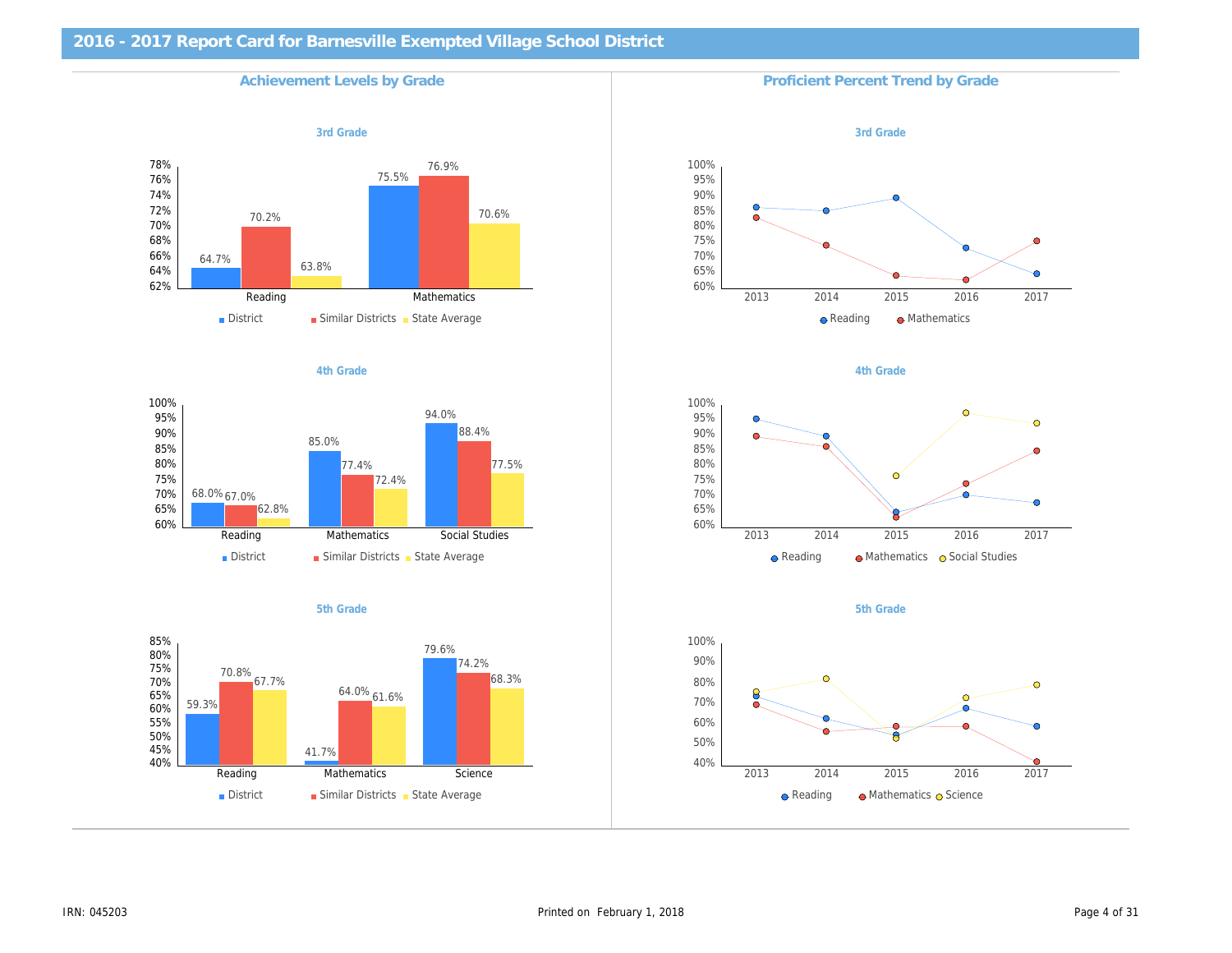# 2016 - 2017 Report Card for Barnesville Exempted Village School District

## Achievement Levels by Grade

### 3rd Grade

| | District | Similar Districts | State Average |
|---|---|---|---|
| Reading | 64.7% | 70.2% | 63.8% |
| Mathematics | 75.5% | 76.9% | 70.6% |

### 4th Grade

| | District | Similar Districts | State Average |
|---|---|---|---|
| Reading | 68.0% | 67.0% | 62.8% |
| Mathematics | 85.0% | 77.4% | 72.4% |
| Social Studies | 94.0% | 88.4% | 77.5% |

### 5th Grade

| | District | Similar Districts | State Average |
|---|---|---|---|
| Reading | 59.3% | 70.8% | 67.7% |
| Mathematics | 41.7% | 64.0% | 61.6% |
| Science | 79.6% | 74.2% | 68.3% |

## Proficient Percent Trend by Grade

### 3rd Grade

Legend: Reading, Mathematics (2013–2017)

### 4th Grade

Legend: Reading, Mathematics, Social Studies (2013–2017)

### 5th Grade

Legend: Reading, Mathematics, Science (2013–2017)

IRN: 045203

Printed on February 1, 2018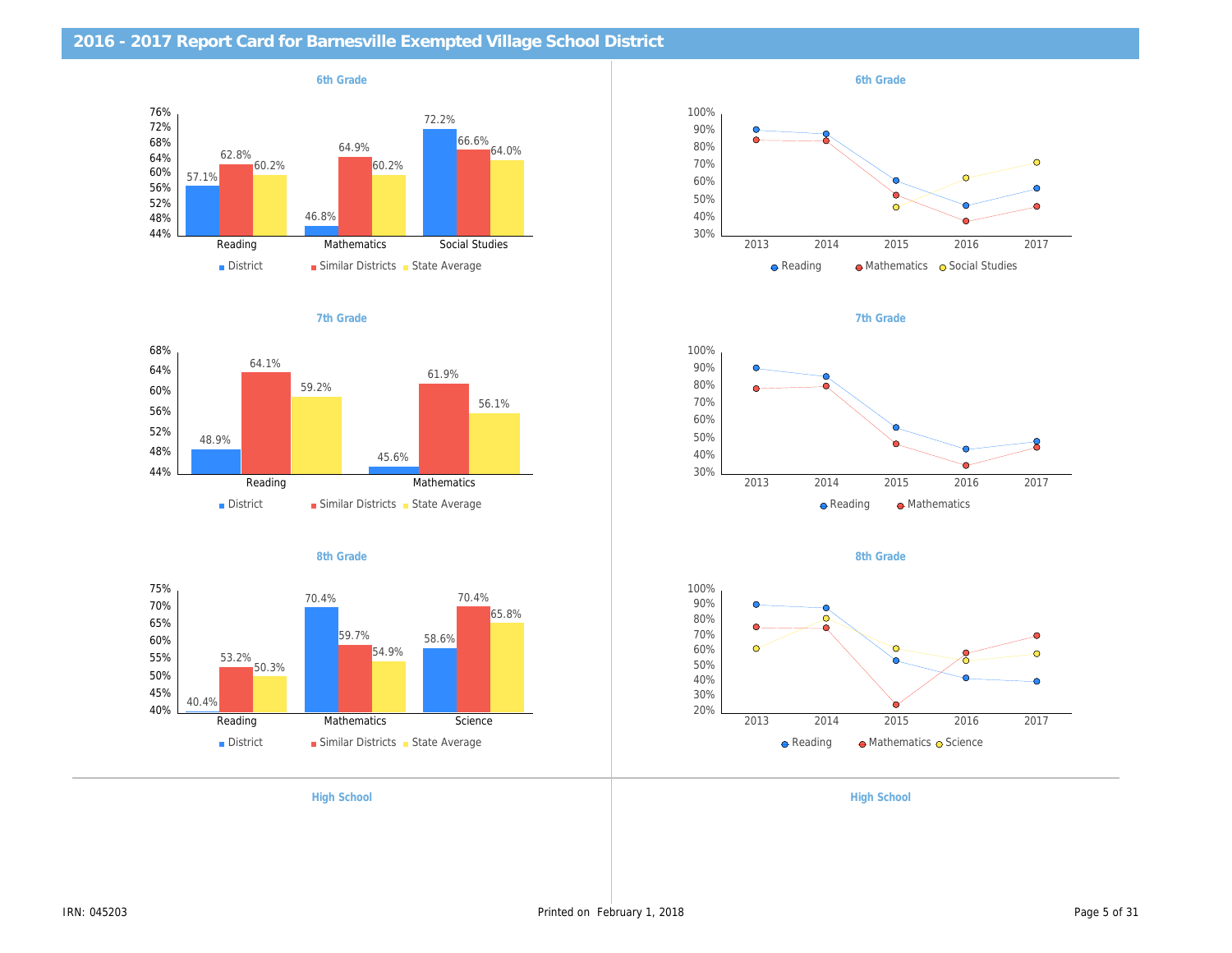# 2016 - 2017 Report Card for Barnesville Exempted Village School District

### 6th Grade

| | District | Similar Districts | State Average |
|---|---|---|---|
| Reading | 57.1% | 62.8% | 60.2% |
| Mathematics | 46.8% | 64.9% | 60.2% |
| Social Studies | 72.2% | 66.6% | 64.0% |

### 6th Grade

Line chart (2013–2017): Reading, Mathematics, Social Studies

### 7th Grade

| | District | Similar Districts | State Average |
|---|---|---|---|
| Reading | 48.9% | 64.1% | 59.2% |
| Mathematics | 45.6% | 61.9% | 56.1% |

### 7th Grade

Line chart (2013–2017): Reading, Mathematics

### 8th Grade

| | District | Similar Districts | State Average |
|---|---|---|---|
| Reading | 40.4% | 53.2% | 50.3% |
| Mathematics | 70.4% | 59.7% | 54.9% |
| Science | 58.6% | 70.4% | 65.8% |

### 8th Grade

Line chart (2013–2017): Reading, Mathematics, Science

### High School

### High School

IRN: 045203

Printed on February 1, 2018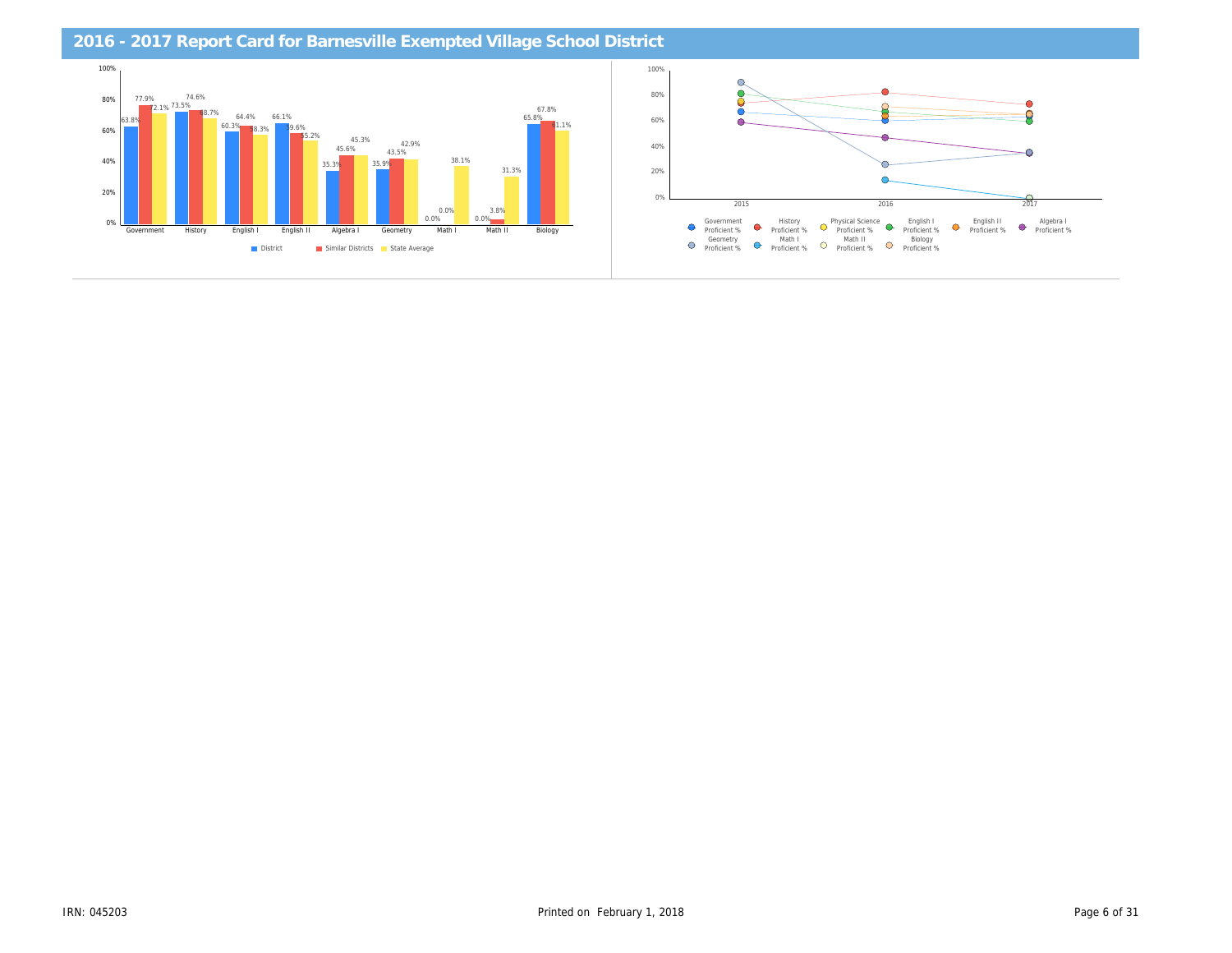# 2016 - 2017 Report Card for Barnesville Exempted Village School District

| Subject | District | Similar Districts | State Average |
|---|---|---|---|
| Government | 63.8% | 77.9% | 72.1% |
| History | 73.5% | 74.6% | 68.7% |
| English I | 60.3% | 64.4% | 58.3% |
| English II | 66.1% | 59.6% | 55.2% |
| Algebra I | 35.3% | 45.6% | 45.3% |
| Geometry | 35.9% | 43.5% | 42.9% |
| Math I | 0.0% | 0.0% | 38.1% |
| Math II | 0.0% | 3.8% | 31.3% |
| Biology | 65.8% | 67.8% | 61.1% |

Years: 2015, 2016, 2017

Legend: Government Proficient %, History Proficient %, Physical Science Proficient %, English I Proficient %, English II Proficient %, Algebra I Proficient %, Geometry Proficient %, Math I Proficient %, Math II Proficient %, Biology Proficient %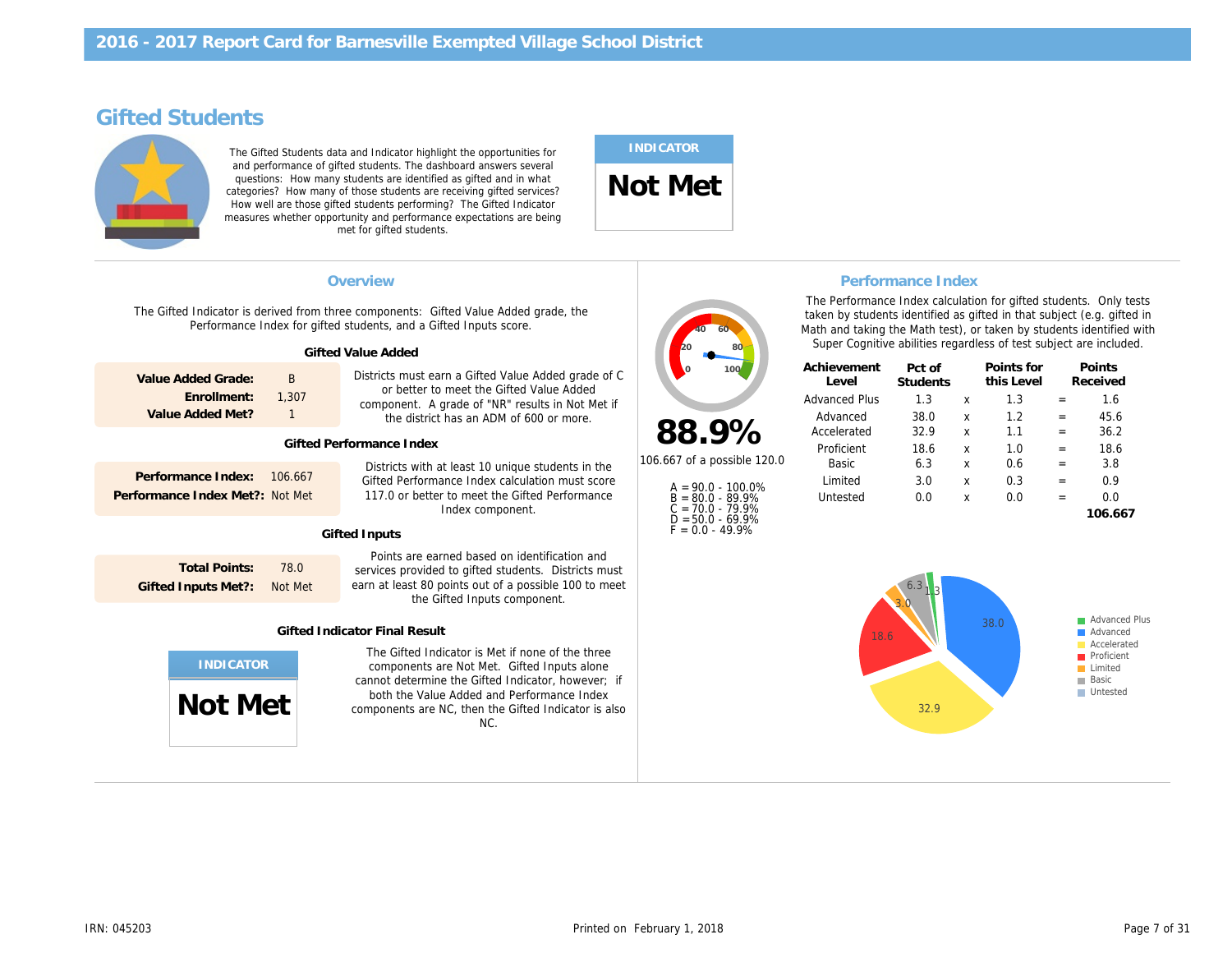# 2016 - 2017 Report Card for Barnesville Exempted Village School District

## Gifted Students

The Gifted Students data and Indicator highlight the opportunities for and performance of gifted students. The dashboard answers several questions: How many students are identified as gifted and in what categories? How many of those students are receiving gifted services? How well are those gifted students performing? The Gifted Indicator measures whether opportunity and performance expectations are being met for gifted students.

**INDICATOR**

**Not Met**

### Overview

The Gifted Indicator is derived from three components: Gifted Value Added grade, the Performance Index for gifted students, and a Gifted Inputs score.

#### Gifted Value Added

**Value Added Grade:** B
**Enrollment:** 1,307
**Value Added Met?** 1

Districts must earn a Gifted Value Added grade of C or better to meet the Gifted Value Added component. A grade of "NR" results in Not Met if the district has an ADM of 600 or more.

#### Gifted Performance Index

**Performance Index:** 106.667
**Performance Index Met?:** Not Met

Districts with at least 10 unique students in the Gifted Performance Index calculation must score 117.0 or better to meet the Gifted Performance Index component.

#### Gifted Inputs

**Total Points:** 78.0
**Gifted Inputs Met?:** Not Met

Points are earned based on identification and services provided to gifted students. Districts must earn at least 80 points out of a possible 100 to meet the Gifted Inputs component.

#### Gifted Indicator Final Result

**INDICATOR**

**Not Met**

The Gifted Indicator is Met if none of the three components are Not Met. Gifted Inputs alone cannot determine the Gifted Indicator, however; if both the Value Added and Performance Index components are NC, then the Gifted Indicator is also NC.

### Performance Index

**88.9%**

106.667 of a possible 120.0

A = 90.0 - 100.0%
B = 80.0 - 89.9%
C = 70.0 - 79.9%
D = 50.0 - 69.9%
F = 0.0 - 49.9%

The Performance Index calculation for gifted students. Only tests taken by students identified as gifted in that subject (e.g. gifted in Math and taking the Math test), or taken by students identified with Super Cognitive abilities regardless of test subject are included.

| Achievement Level | Pct of Students | | Points for this Level | | Points Received |
|---|---|---|---|---|---|
| Advanced Plus | 1.3 | x | 1.3 | = | 1.6 |
| Advanced | 38.0 | x | 1.2 | = | 45.6 |
| Accelerated | 32.9 | x | 1.1 | = | 36.2 |
| Proficient | 18.6 | x | 1.0 | = | 18.6 |
| Basic | 6.3 | x | 0.6 | = | 3.8 |
| Limited | 3.0 | x | 0.3 | = | 0.9 |
| Untested | 0.0 | x | 0.0 | = | 0.0 |
| | | | | | **106.667** |

Advanced Plus: 1.3
Advanced: 38.0
Accelerated: 32.9
Proficient: 18.6
Limited: 3.0
Basic: 6.3
Untested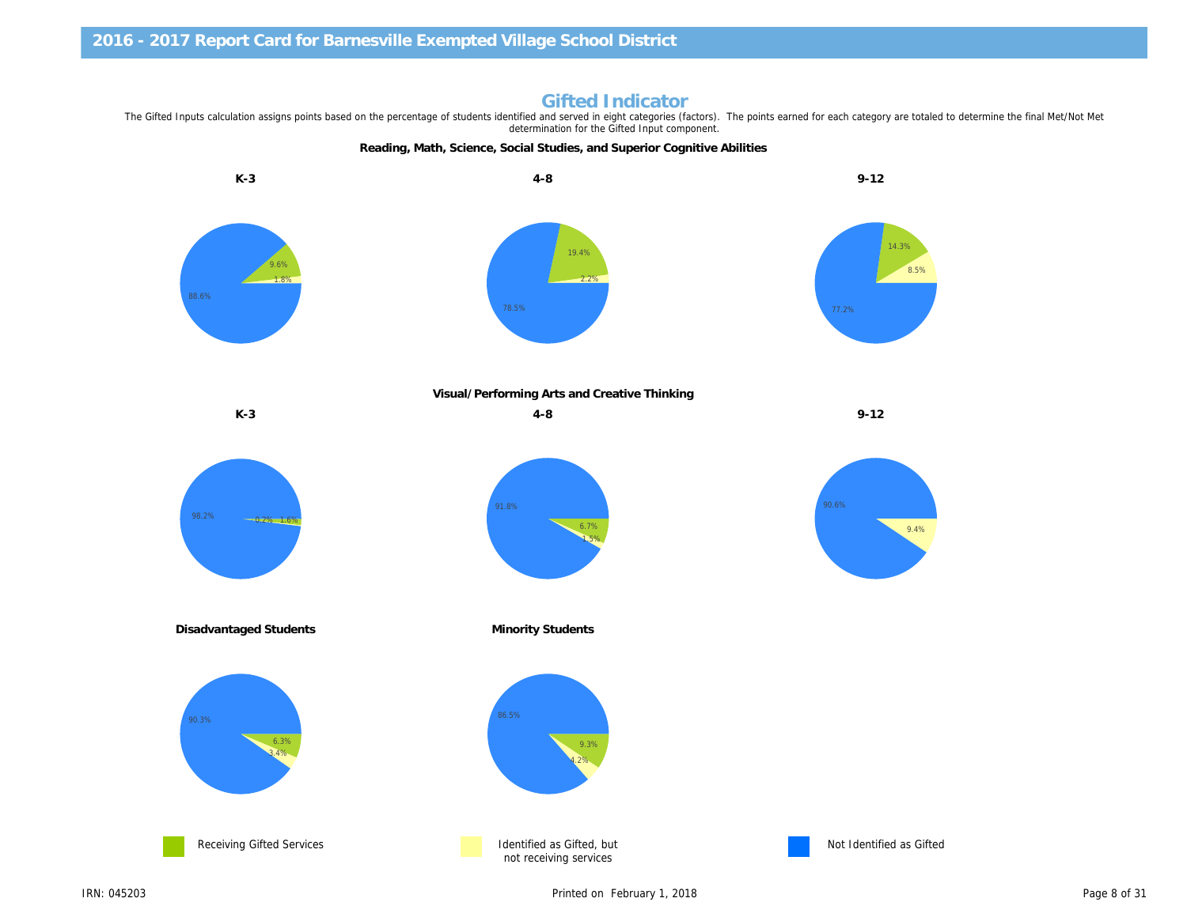## Gifted Indicator

The Gifted Inputs calculation assigns points based on the percentage of students identified and served in eight categories (factors). The points earned for each category are totaled to determine the final Met/Not Met determination for the Gifted Input component.

### Reading, Math, Science, Social Studies, and Superior Cognitive Abilities

| | K-3 | 4-8 | 9-12 |
|---|---|---|---|
| Receiving Gifted Services | 9.6% | 19.4% | 14.3% |
| Identified as Gifted, but not receiving services | 1.8% | 2.2% | 8.5% |
| Not Identified as Gifted | 88.6% | 78.5% | 77.2% |

### Visual/Performing Arts and Creative Thinking

| | K-3 | 4-8 | 9-12 |
|---|---|---|---|
| Receiving Gifted Services | 1.6% | 6.7% | |
| Identified as Gifted, but not receiving services | 0.2% | 1.5% | 9.4% |
| Not Identified as Gifted | 98.2% | 91.8% | 90.6% |

### Disadvantaged Students and Minority Students

| | Disadvantaged Students | Minority Students |
|---|---|---|
| Receiving Gifted Services | 6.3% | 9.3% |
| Identified as Gifted, but not receiving services | 3.4% | 4.2% |
| Not Identified as Gifted | 90.3% | 86.5% |

IRN: 045203

Printed on February 1, 2018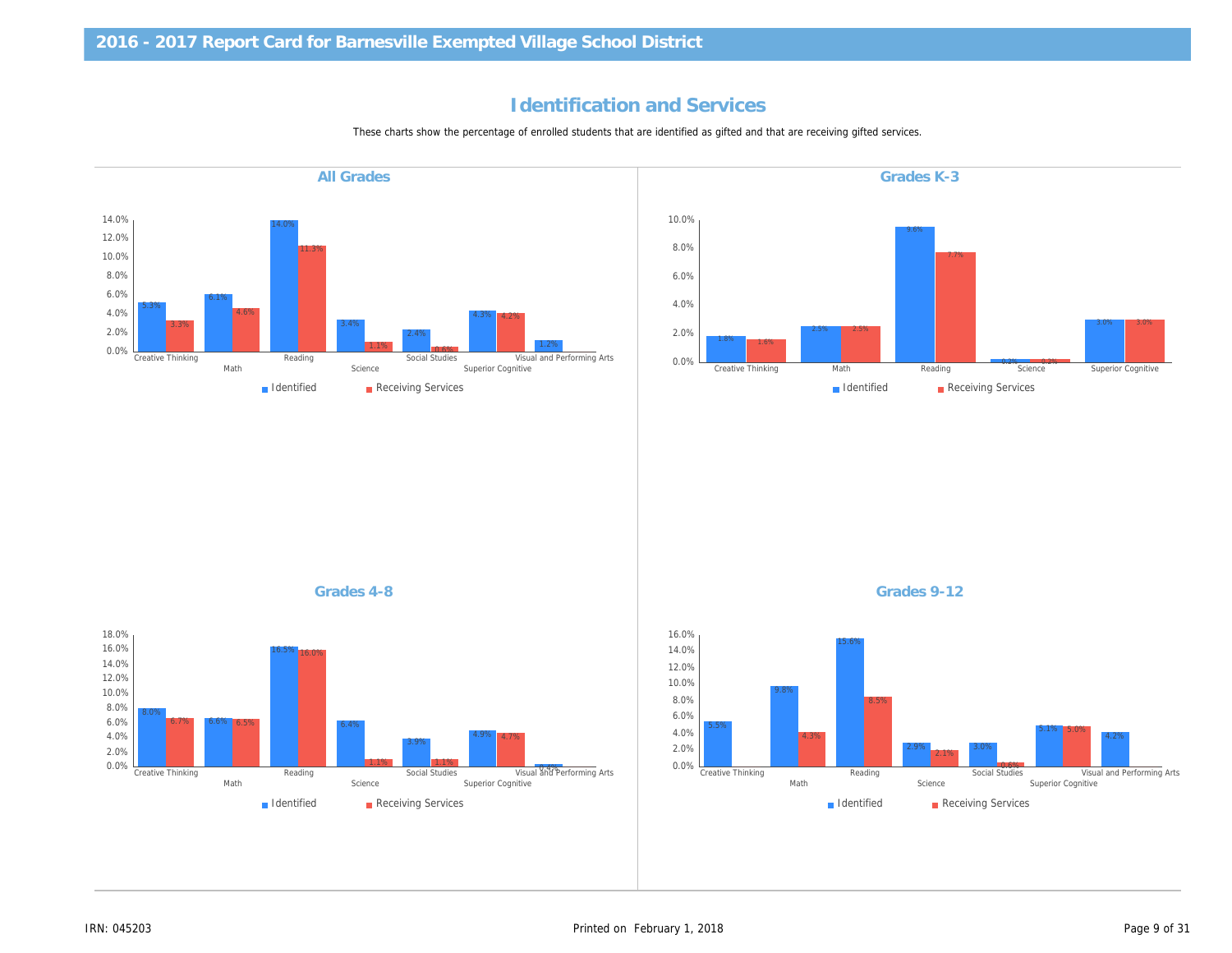## Identification and Services

These charts show the percentage of enrolled students that are identified as gifted and that are receiving gifted services.

### All Grades

| Category | Identified | Receiving Services |
|---|---|---|
| Creative Thinking | 5.3% | 3.3% |
| Math | 6.1% | 4.6% |
| Reading | 14.0% | 11.3% |
| Science | 3.4% | 1.1% |
| Social Studies | 2.4% | 0.6% |
| Superior Cognitive | 4.3% | 4.2% |
| Visual and Performing Arts | 1.2% | |

### Grades K-3

| Category | Identified | Receiving Services |
|---|---|---|
| Creative Thinking | 1.8% | 1.6% |
| Math | 2.5% | 2.5% |
| Reading | 9.6% | 7.7% |
| Science | 0.2% | 0.2% |
| Superior Cognitive | 3.0% | 3.0% |

### Grades 4-8

| Category | Identified | Receiving Services |
|---|---|---|
| Creative Thinking | 8.0% | 6.7% |
| Math | 6.6% | 6.5% |
| Reading | 16.5% | 16.0% |
| Science | 6.4% | 1.1% |
| Social Studies | 3.9% | 1.1% |
| Superior Cognitive | 4.9% | 4.7% |
| Visual and Performing Arts | 0.4% | |

### Grades 9-12

| Category | Identified | Receiving Services |
|---|---|---|
| Creative Thinking | 5.5% | |
| Math | 9.8% | 4.3% |
| Reading | 15.6% | 8.5% |
| Science | 2.9% | 2.1% |
| Social Studies | 3.0% | 0.6% |
| Superior Cognitive | 5.1% | 5.0% |
| Visual and Performing Arts | 4.2% | |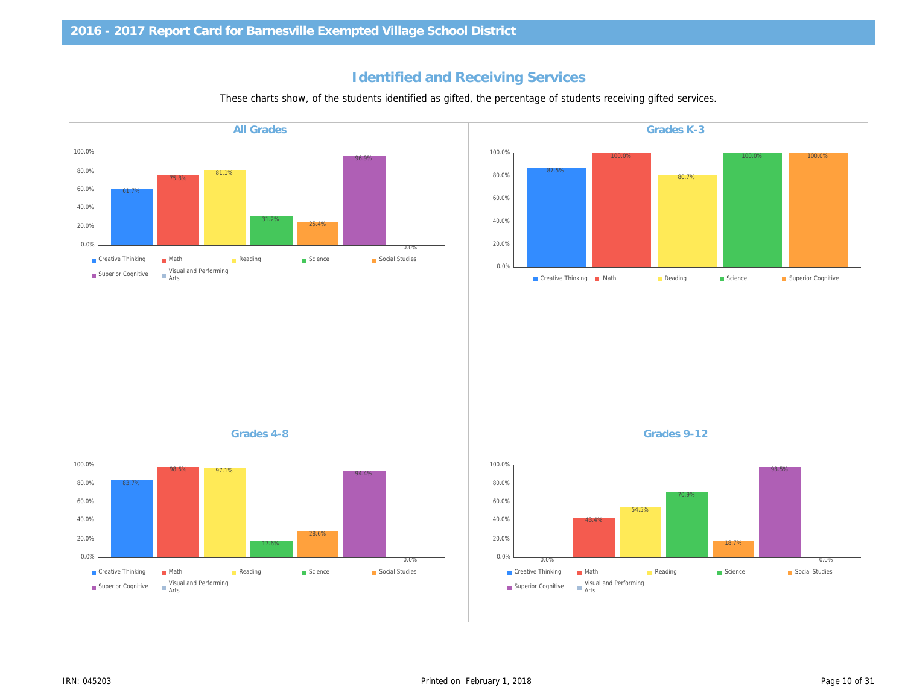# Identified and Receiving Services

These charts show, of the students identified as gifted, the percentage of students receiving gifted services.

## All Grades

| Category | Percentage |
|---|---|
| Creative Thinking | 61.7% |
| Math | 75.8% |
| Reading | 81.1% |
| Science | 31.2% |
| Social Studies | 25.4% |
| Superior Cognitive | 96.9% |
| Visual and Performing Arts | 0.0% |

## Grades K-3

| Category | Percentage |
|---|---|
| Creative Thinking | 87.5% |
| Math | 100.0% |
| Reading | 80.7% |
| Science | 100.0% |
| Superior Cognitive | 100.0% |

## Grades 4-8

| Category | Percentage |
|---|---|
| Creative Thinking | 83.7% |
| Math | 98.6% |
| Reading | 97.1% |
| Science | 17.6% |
| Social Studies | 28.6% |
| Superior Cognitive | 94.4% |
| Visual and Performing Arts | 0.0% |

## Grades 9-12

| Category | Percentage |
|---|---|
| Creative Thinking | 0.0% |
| Math | 43.4% |
| Reading | 54.5% |
| Science | 70.9% |
| Social Studies | 18.7% |
| Superior Cognitive | 98.5% |
| Visual and Performing Arts | 0.0% |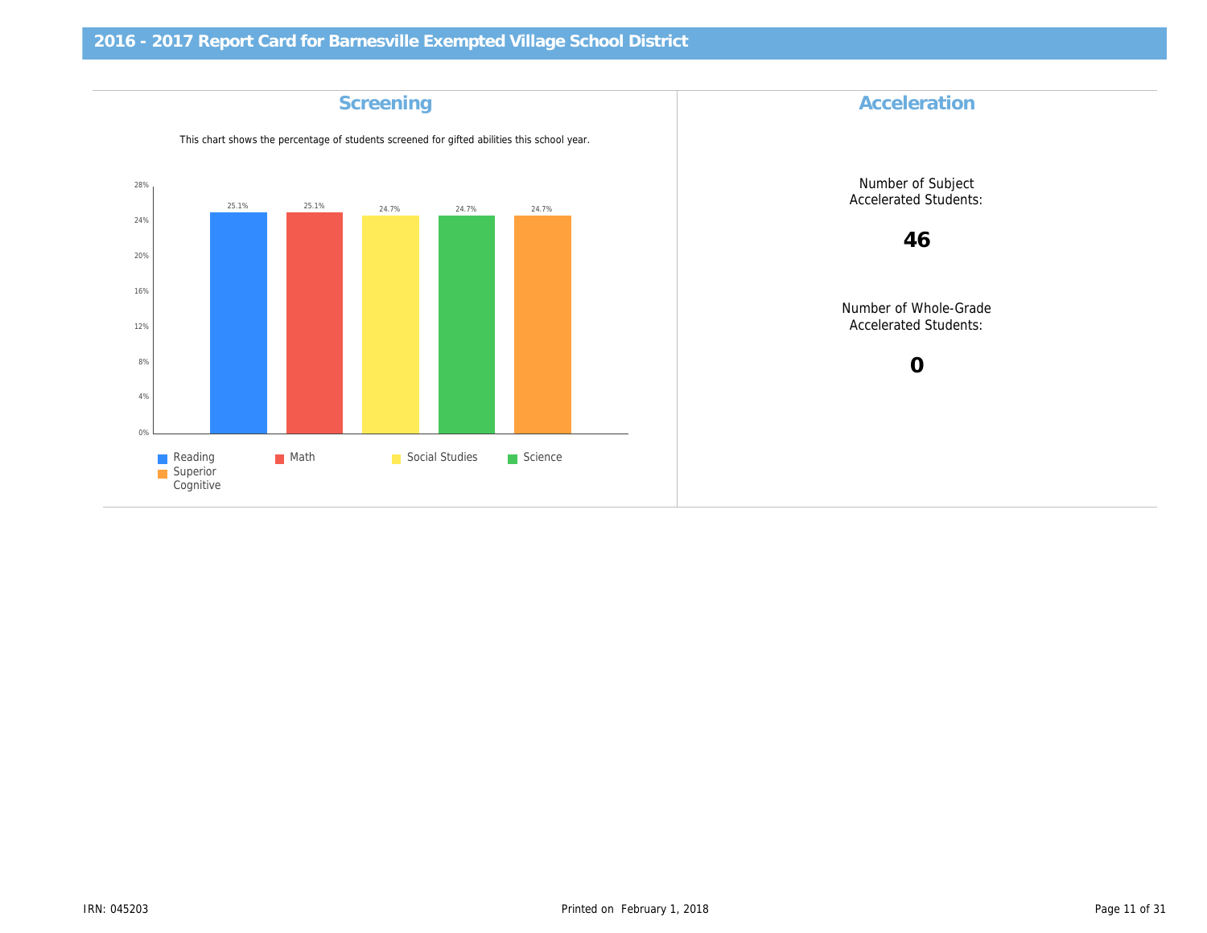# 2016 - 2017 Report Card for Barnesville Exempted Village School District

## Screening

This chart shows the percentage of students screened for gifted abilities this school year.

| Subject | Percentage Screened |
|---|---|
| Reading | 25.1% |
| Math | 25.1% |
| Social Studies | 24.7% |
| Science | 24.7% |
| Superior Cognitive | 24.7% |

## Acceleration

Number of Subject Accelerated Students:

**46**

Number of Whole-Grade Accelerated Students:

**0**

IRN: 045203

Printed on February 1, 2018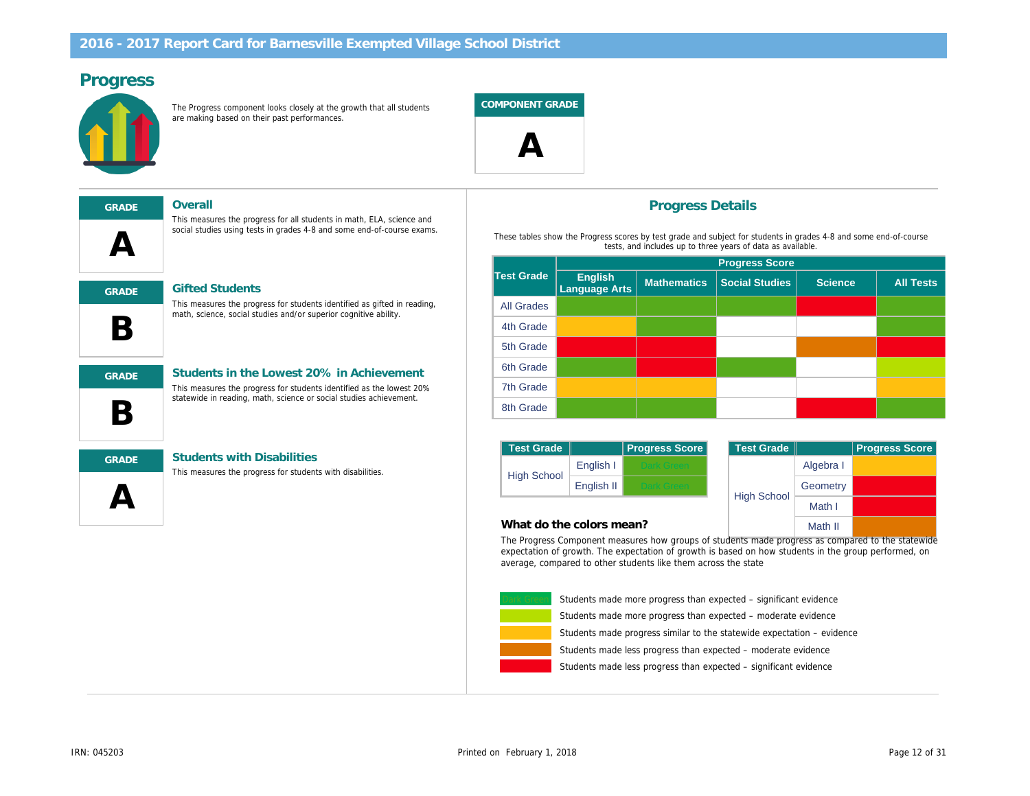## 2016 - 2017 Report Card for Barnesville Exempted Village School District

# Progress

The Progress component looks closely at the growth that all students are making based on their past performances.

**COMPONENT GRADE**

**A**

### Overall

**GRADE: A**

This measures the progress for all students in math, ELA, science and social studies using tests in grades 4-8 and some end-of-course exams.

### Gifted Students

**GRADE: B**

This measures the progress for students identified as gifted in reading, math, science, social studies and/or superior cognitive ability.

### Students in the Lowest 20% in Achievement

**GRADE: B**

This measures the progress for students identified as the lowest 20% statewide in reading, math, science or social studies achievement.

### Students with Disabilities

**GRADE: A**

This measures the progress for students with disabilities.

## Progress Details

These tables show the Progress scores by test grade and subject for students in grades 4-8 and some end-of-course tests, and includes up to three years of data as available.

| Test Grade | Progress Score | | | | |
|---|---|---|---|---|---|
| | English Language Arts | Mathematics | Social Studies | Science | All Tests |
| All Grades | Green | Green | Green | Red | Green |
| 4th Grade | Yellow | Green | | | Green |
| 5th Grade | Red | Red | | Orange | Red |
| 6th Grade | Green | Red | Green | | Light Green |
| 7th Grade | Yellow | Yellow | | | Yellow |
| 8th Grade | Green | Green | | Red | Green |

| Test Grade | | Progress Score |
|---|---|---|
| High School | English I | Dark Green |
| | English II | Dark Green |

| Test Grade | | Progress Score |
|---|---|---|
| High School | Algebra I | Yellow |
| | Geometry | Red |
| | Math I | Red |
| | Math II | Orange |

### What do the colors mean?

The Progress Component measures how groups of students made progress as compared to the statewide expectation of growth. The expectation of growth is based on how students in the group performed, on average, compared to other students like them across the state

- Dark Green: Students made more progress than expected – significant evidence
- Light Green: Students made more progress than expected – moderate evidence
- Yellow: Students made progress similar to the statewide expectation – evidence
- Orange: Students made less progress than expected – moderate evidence
- Red: Students made less progress than expected – significant evidence

IRN: 045203

Printed on February 1, 2018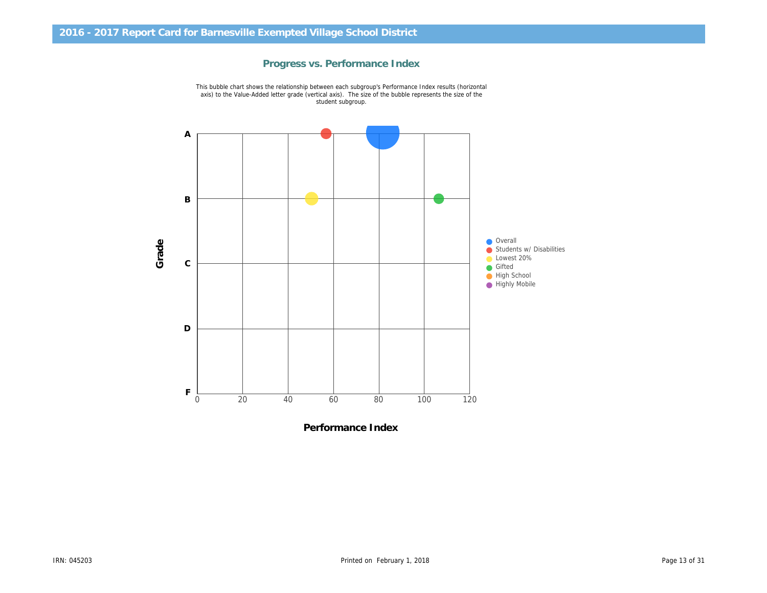## 2016 - 2017 Report Card for Barnesville Exempted Village School District

### Progress vs. Performance Index

This bubble chart shows the relationship between each subgroup's Performance Index results (horizontal axis) to the Value-Added letter grade (vertical axis). The size of the bubble represents the size of the student subgroup.

Grade

A
B
C
D
F

0 20 40 60 80 100 120

**Performance Index**

- Overall
- Students w/ Disabilities
- Lowest 20%
- Gifted
- High School
- Highly Mobile

IRN: 045203

Printed on February 1, 2018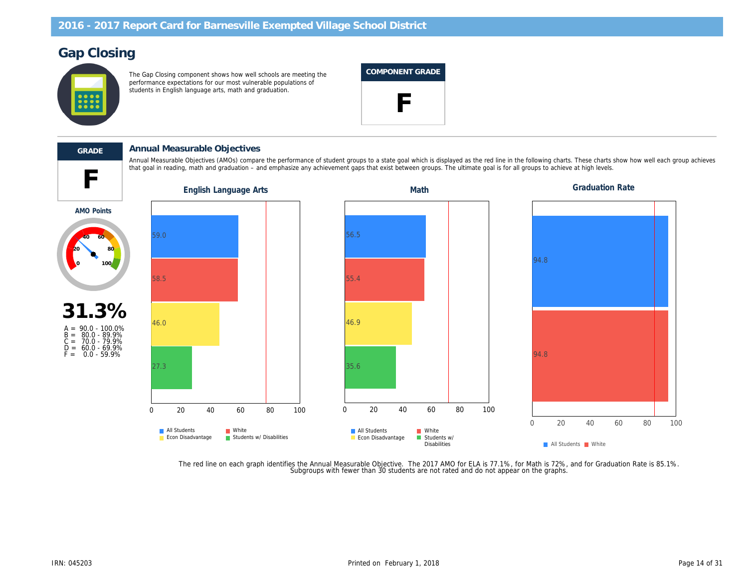## 2016 - 2017 Report Card for Barnesville Exempted Village School District

# Gap Closing

The Gap Closing component shows how well schools are meeting the performance expectations for our most vulnerable populations of students in English language arts, math and graduation.

**COMPONENT GRADE**

**F**

---

**GRADE**

**F**

### Annual Measurable Objectives

Annual Measurable Objectives (AMOs) compare the performance of student groups to a state goal which is displayed as the red line in the following charts. These charts show how well each group achieves that goal in reading, math and graduation – and emphasize any achievement gaps that exist between groups. The ultimate goal is for all groups to achieve at high levels.

**AMO Points**

**31.3%**

A = 90.0 - 100.0%
B = 80.0 - 89.9%
C = 70.0 - 79.9%
D = 60.0 - 69.9%
F = 0.0 - 59.9%

**English Language Arts**

| Group | Value |
| --- | --- |
| All Students | 59.0 |
| White | 58.5 |
| Econ Disadvantage | 46.0 |
| Students w/ Disabilities | 27.3 |

**Math**

| Group | Value |
| --- | --- |
| All Students | 56.5 |
| White | 55.4 |
| Econ Disadvantage | 46.9 |
| Students w/ Disabilities | 35.6 |

**Graduation Rate**

| Group | Value |
| --- | --- |
| All Students | 94.8 |
| White | 94.8 |

The red line on each graph identifies the Annual Measurable Objective. The 2017 AMO for ELA is 77.1%, for Math is 72%, and for Graduation Rate is 85.1%. Subgroups with fewer than 30 students are not rated and do not appear on the graphs.

IRN: 045203

Printed on February 1, 2018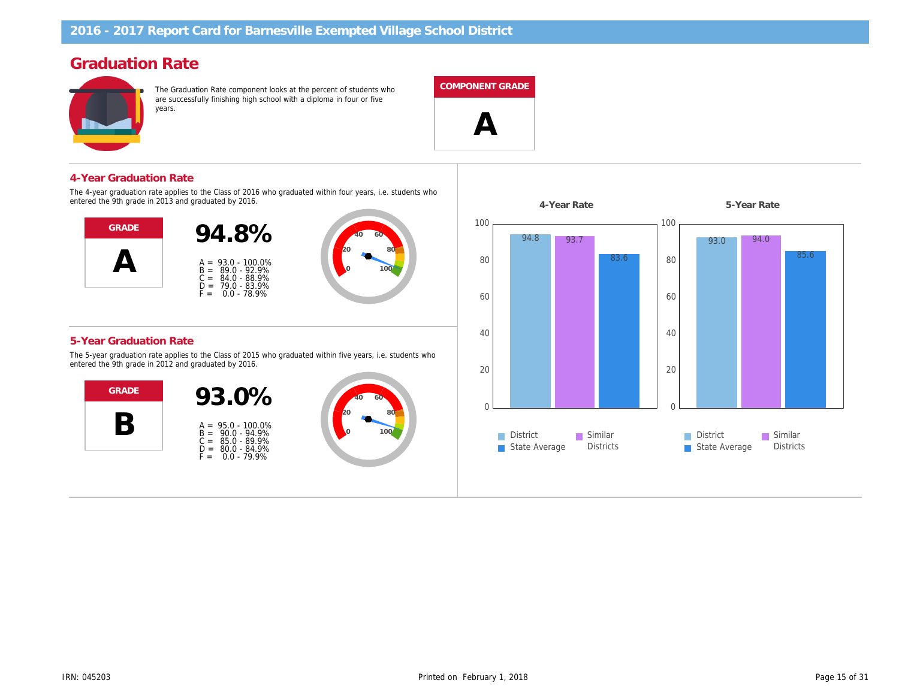# 2016 - 2017 Report Card for Barnesville Exempted Village School District

## Graduation Rate

The Graduation Rate component looks at the percent of students who are successfully finishing high school with a diploma in four or five years.

**COMPONENT GRADE**

**A**

### 4-Year Graduation Rate

The 4-year graduation rate applies to the Class of 2016 who graduated within four years, i.e. students who entered the 9th grade in 2013 and graduated by 2016.

**GRADE**

**A**

**94.8%**

A = 93.0 - 100.0%
B = 89.0 - 92.9%
C = 84.0 - 88.9%
D = 79.0 - 83.9%
F = 0.0 - 78.9%

### 5-Year Graduation Rate

The 5-year graduation rate applies to the Class of 2015 who graduated within five years, i.e. students who entered the 9th grade in 2012 and graduated by 2016.

**GRADE**

**B**

**93.0%**

A = 95.0 - 100.0%
B = 90.0 - 94.9%
C = 85.0 - 89.9%
D = 80.0 - 84.9%
F = 0.0 - 79.9%

| | District | Similar Districts | State Average |
|---|---|---|---|
| 4-Year Rate | 94.8 | 93.7 | 83.6 |
| 5-Year Rate | 93.0 | 94.0 | 85.6 |

IRN: 045203

Printed on February 1, 2018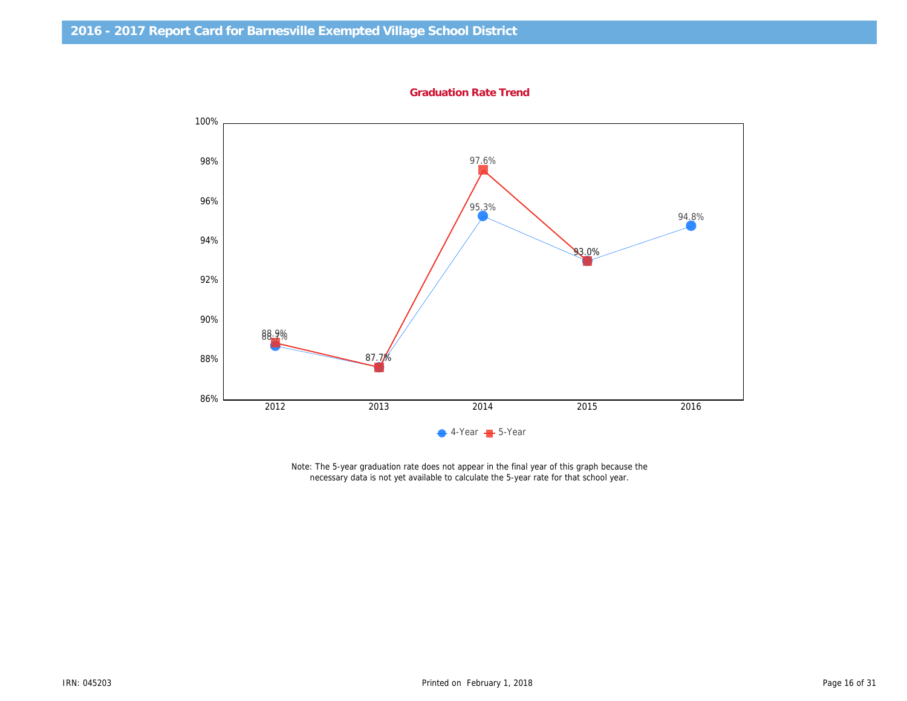## Graduation Rate Trend

| Year | 4-Year | 5-Year |
|---|---|---|
| 2012 | 88.7% | 88.9% |
| 2013 | 87.7% | 87.7% |
| 2014 | 95.3% | 97.6% |
| 2015 | 93.0% | 93.0% |
| 2016 | 94.8% | |

Note: The 5-year graduation rate does not appear in the final year of this graph because the necessary data is not yet available to calculate the 5-year rate for that school year.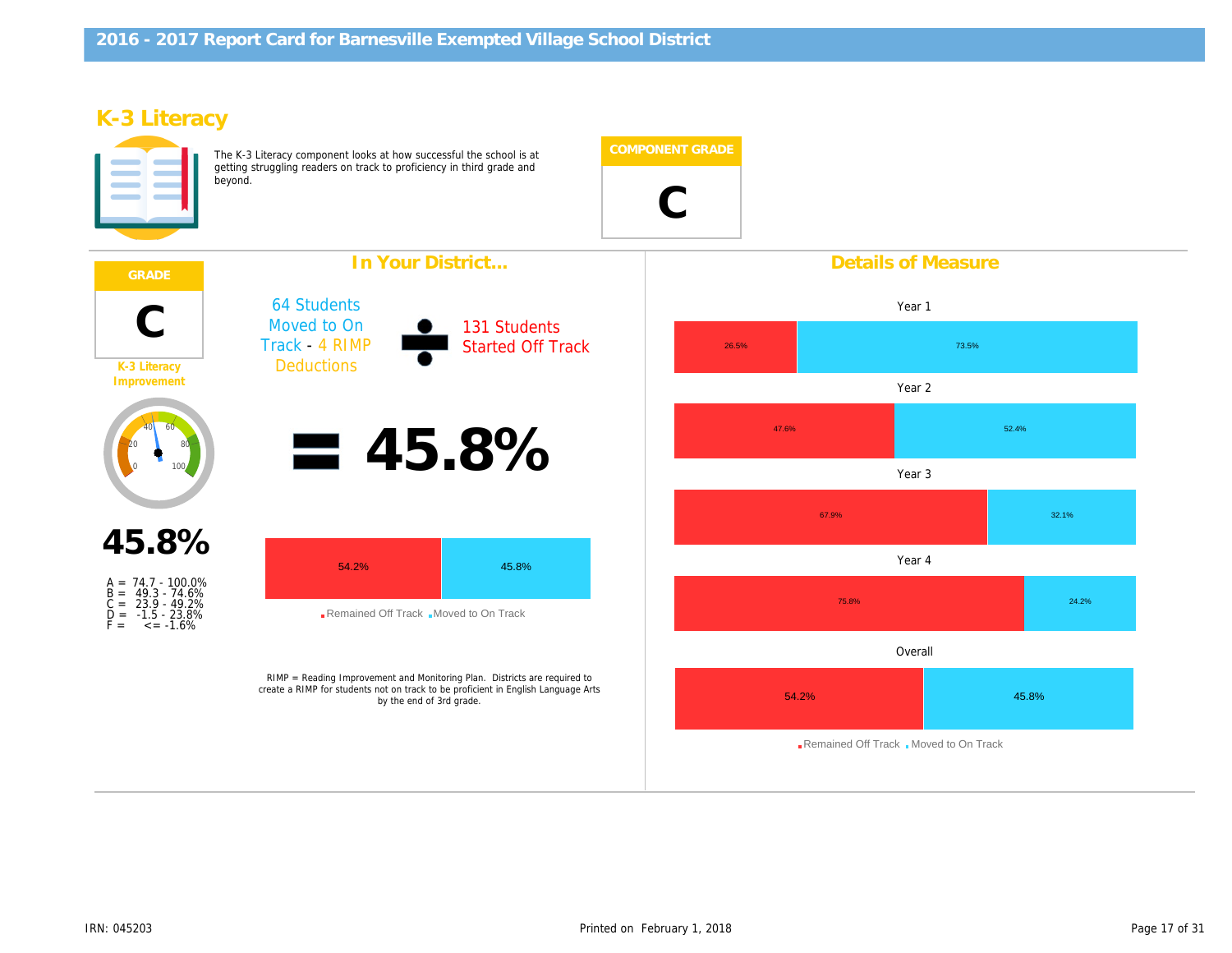# 2016 - 2017 Report Card for Barnesville Exempted Village School District

## K-3 Literacy

The K-3 Literacy component looks at how successful the school is at getting struggling readers on track to proficiency in third grade and beyond.

**COMPONENT GRADE**

**C**

### In Your District...

**GRADE**

**C**

K-3 Literacy Improvement

**45.8%**

A = 74.7 - 100.0%
B = 49.3 - 74.6%
C = 23.9 - 49.2%
D = -1.5 - 23.8%
F = <= -1.6%

64 Students Moved to On Track - 4 RIMP Deductions ÷ 131 Students Started Off Track

= 45.8%

| Remained Off Track | Moved to On Track |
|---|---|
| 54.2% | 45.8% |

RIMP = Reading Improvement and Monitoring Plan. Districts are required to create a RIMP for students not on track to be proficient in English Language Arts by the end of 3rd grade.

### Details of Measure

| | Remained Off Track | Moved to On Track |
|---|---|---|
| Year 1 | 26.5% | 73.5% |
| Year 2 | 47.6% | 52.4% |
| Year 3 | 67.9% | 32.1% |
| Year 4 | 75.8% | 24.2% |
| Overall | 54.2% | 45.8% |

IRN: 045203

Printed on February 1, 2018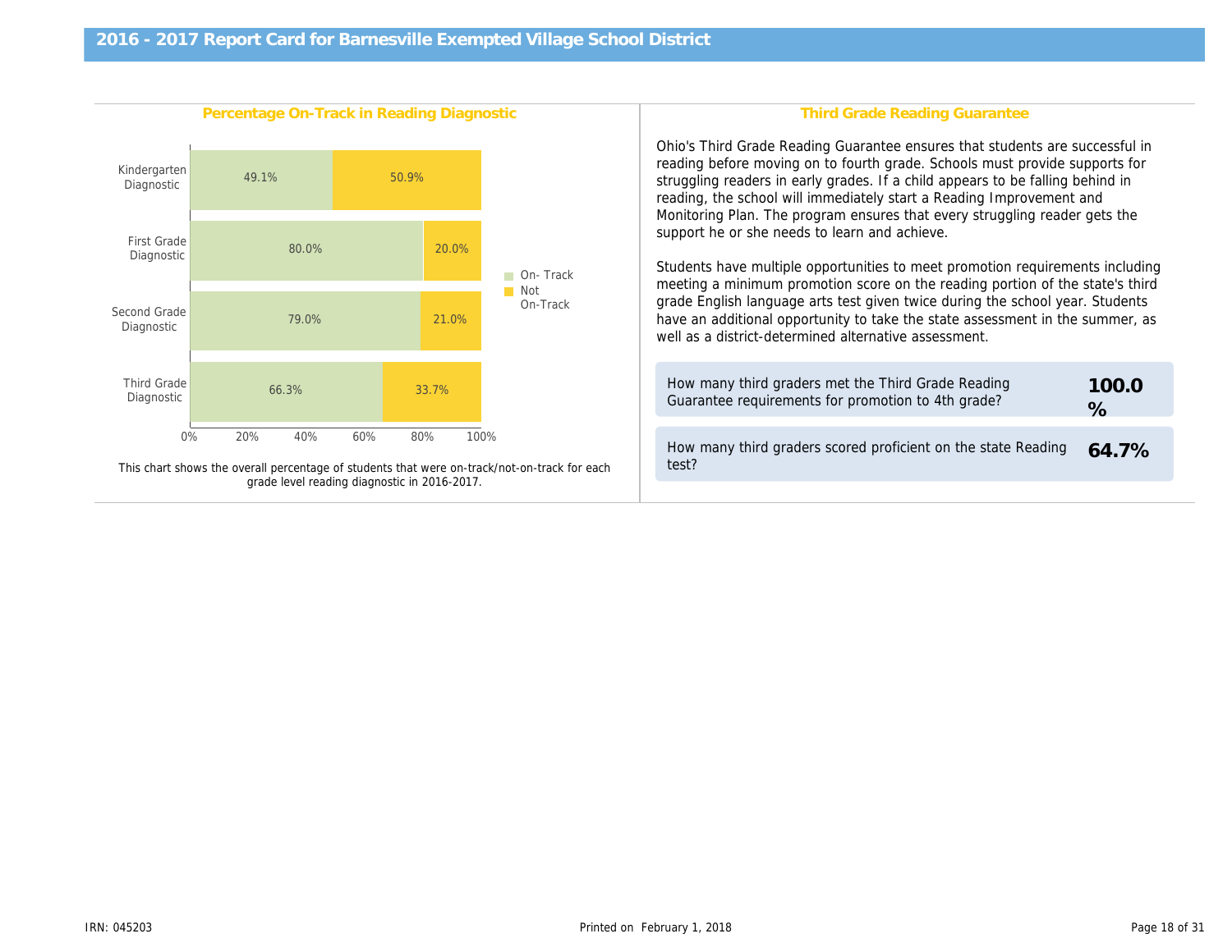# 2016 - 2017 Report Card for Barnesville Exempted Village School District

## Percentage On-Track in Reading Diagnostic

| Diagnostic | On- Track | Not On-Track |
| --- | --- | --- |
| Kindergarten Diagnostic | 49.1% | 50.9% |
| First Grade Diagnostic | 80.0% | 20.0% |
| Second Grade Diagnostic | 79.0% | 21.0% |
| Third Grade Diagnostic | 66.3% | 33.7% |

This chart shows the overall percentage of students that were on-track/not-on-track for each grade level reading diagnostic in 2016-2017.

## Third Grade Reading Guarantee

Ohio's Third Grade Reading Guarantee ensures that students are successful in reading before moving on to fourth grade. Schools must provide supports for struggling readers in early grades. If a child appears to be falling behind in reading, the school will immediately start a Reading Improvement and Monitoring Plan. The program ensures that every struggling reader gets the support he or she needs to learn and achieve.

Students have multiple opportunities to meet promotion requirements including meeting a minimum promotion score on the reading portion of the state's third grade English language arts test given twice during the school year. Students have an additional opportunity to take the state assessment in the summer, as well as a district-determined alternative assessment.

| | |
| --- | --- |
| How many third graders met the Third Grade Reading Guarantee requirements for promotion to 4th grade? | **100.0 %** |
| How many third graders scored proficient on the state Reading test? | **64.7%** |

IRN: 045203

Printed on February 1, 2018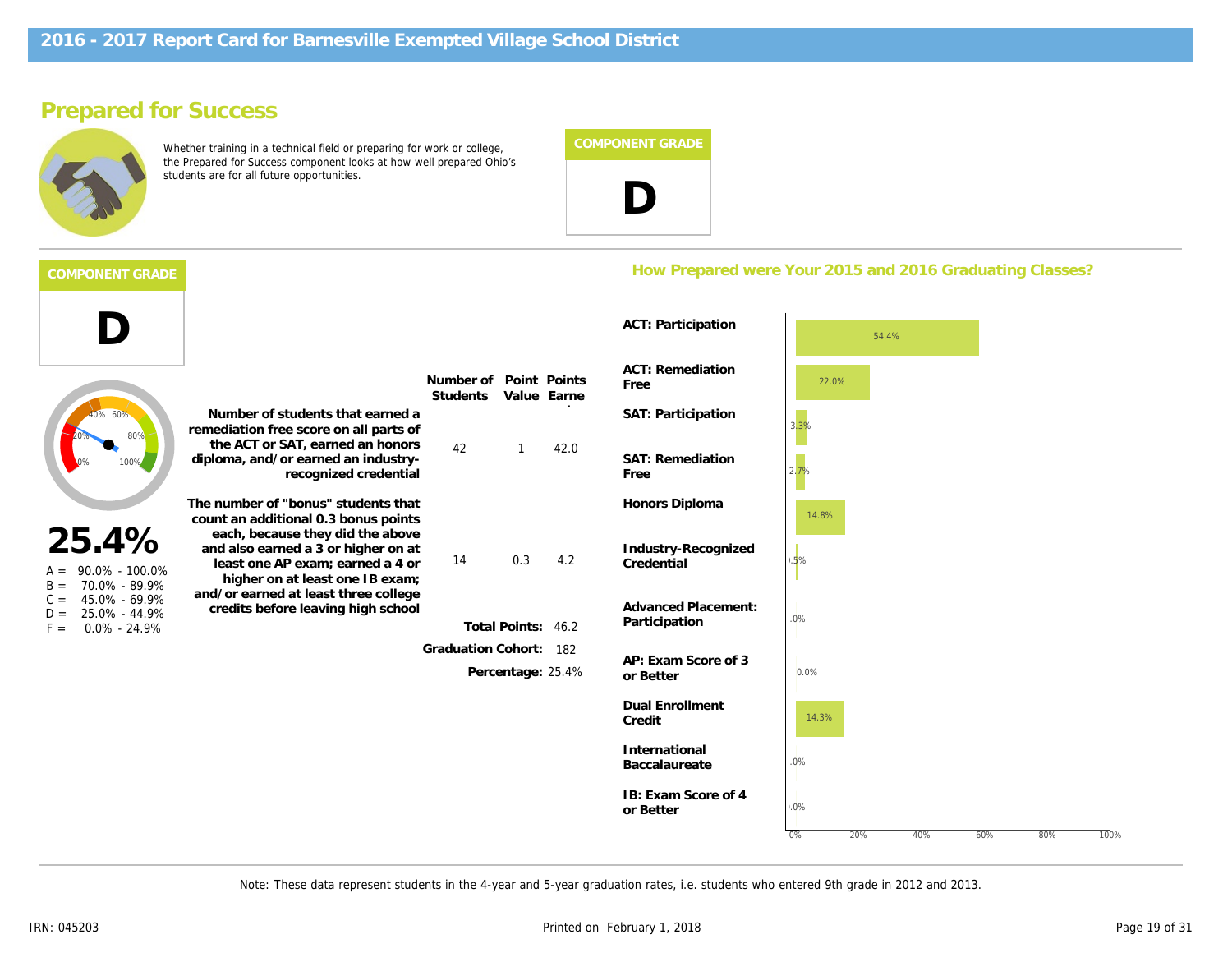# 2016 - 2017 Report Card for Barnesville Exempted Village School District

## Prepared for Success

Whether training in a technical field or preparing for work or college, the Prepared for Success component looks at how well prepared Ohio's students are for all future opportunities.

**COMPONENT GRADE**

**D**

---

**COMPONENT GRADE**

**D**

**25.4%**

A = 90.0% - 100.0%
B = 70.0% - 89.9%
C = 45.0% - 69.9%
D = 25.0% - 44.9%
F = 0.0% - 24.9%

| | Number of Students | Point Value | Points Earned |
|---|---|---|---|
| Number of students that earned a remediation free score on all parts of the ACT or SAT, earned an honors diploma, and/or earned an industry-recognized credential | 42 | 1 | 42.0 |
| The number of "bonus" students that count an additional 0.3 bonus points each, because they did the above and also earned a 3 or higher on at least one AP exam; earned a 4 or higher on at least one IB exam; and/or earned at least three college credits before leaving high school | 14 | 0.3 | 4.2 |
| | | Total Points: | 46.2 |
| | | Graduation Cohort: | 182 |
| | | Percentage: | 25.4% |

### How Prepared were Your 2015 and 2016 Graduating Classes?

| Measure | Percentage |
|---|---|
| ACT: Participation | 54.4% |
| ACT: Remediation Free | 22.0% |
| SAT: Participation | 3.3% |
| SAT: Remediation Free | 2.7% |
| Honors Diploma | 14.8% |
| Industry-Recognized Credential | 0.5% |
| Advanced Placement: Participation | 0.0% |
| AP: Exam Score of 3 or Better | 0.0% |
| Dual Enrollment Credit | 14.3% |
| International Baccalaureate | 0.0% |
| IB: Exam Score of 4 or Better | 0.0% |

Note: These data represent students in the 4-year and 5-year graduation rates, i.e. students who entered 9th grade in 2012 and 2013.

IRN: 045203

Printed on February 1, 2018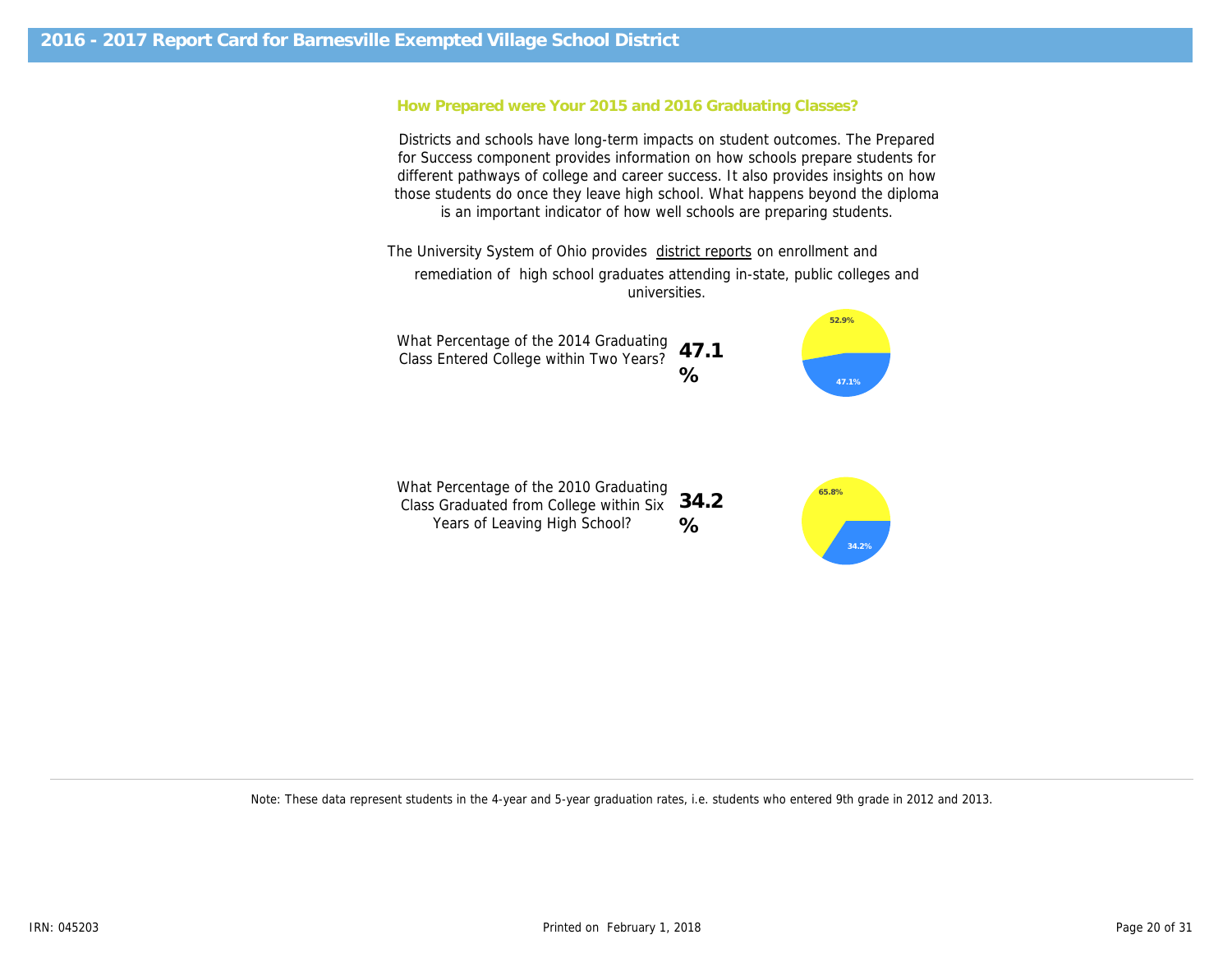## 2016 - 2017 Report Card for Barnesville Exempted Village School District

### How Prepared were Your 2015 and 2016 Graduating Classes?

Districts and schools have long-term impacts on student outcomes. The Prepared for Success component provides information on how schools prepare students for different pathways of college and career success. It also provides insights on how those students do once they leave high school. What happens beyond the diploma is an important indicator of how well schools are preparing students.

The University System of Ohio provides district reports on enrollment and remediation of high school graduates attending in-state, public colleges and universities.

What Percentage of the 2014 Graduating Class Entered College within Two Years? **47.1 %**

52.9%
47.1%

What Percentage of the 2010 Graduating Class Graduated from College within Six Years of Leaving High School? **34.2 %**

65.8%
34.2%

Note: These data represent students in the 4-year and 5-year graduation rates, i.e. students who entered 9th grade in 2012 and 2013.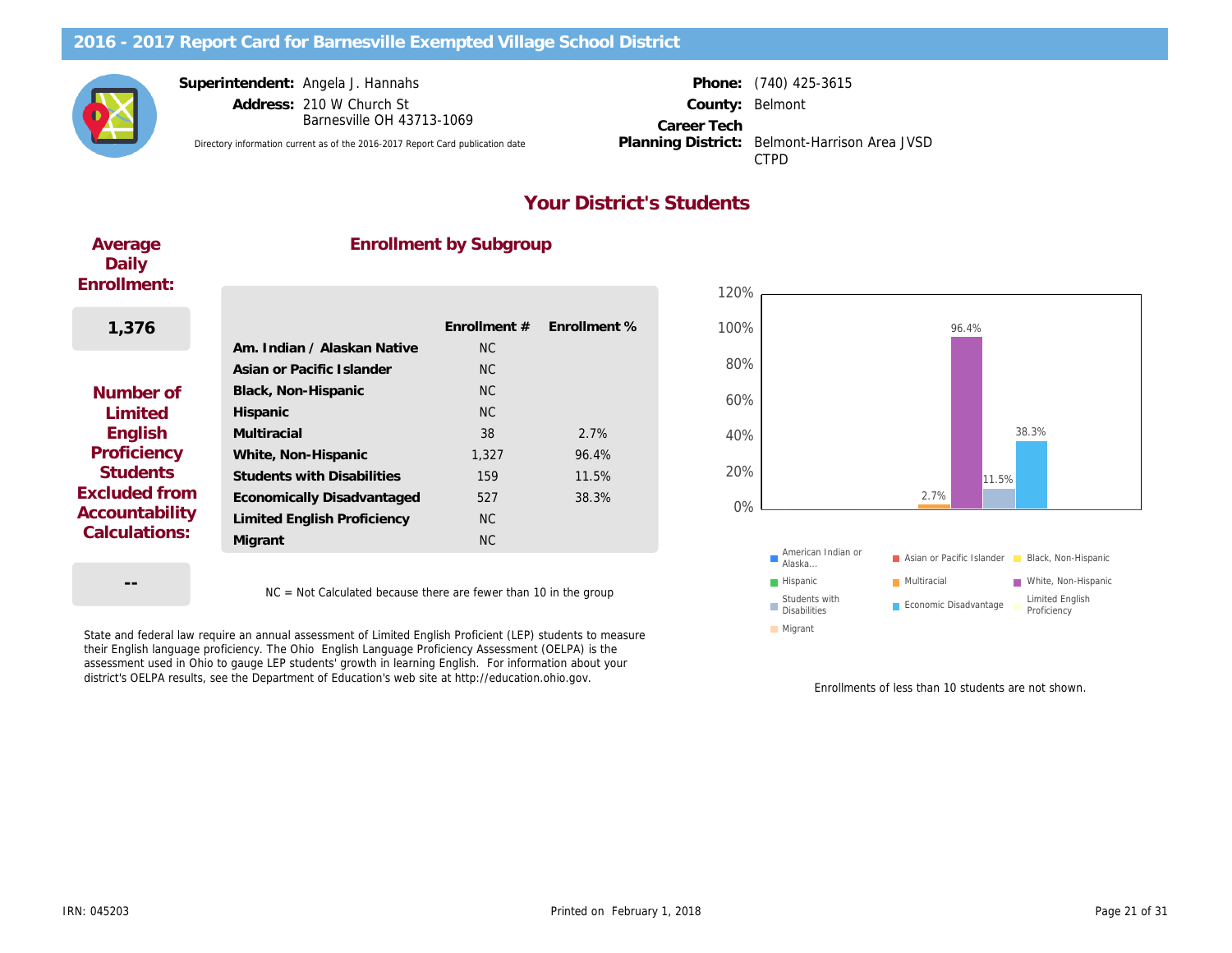# 2016 - 2017 Report Card for Barnesville Exempted Village School District

**Superintendent:** Angela J. Hannahs
**Address:** 210 W Church St
Barnesville OH 43713-1069

Directory information current as of the 2016-2017 Report Card publication date

**Phone:** (740) 425-3615
**County:** Belmont
**Career Tech Planning District:** Belmont-Harrison Area JVSD CTPD

## Your District's Students

### Average Daily Enrollment:

**1,376**

### Number of Limited English Proficiency Students Excluded from Accountability Calculations:

**--**

### Enrollment by Subgroup

| | Enrollment # | Enrollment % |
|---|---|---|
| Am. Indian / Alaskan Native | NC | |
| Asian or Pacific Islander | NC | |
| Black, Non-Hispanic | NC | |
| Hispanic | NC | |
| Multiracial | 38 | 2.7% |
| White, Non-Hispanic | 1,327 | 96.4% |
| Students with Disabilities | 159 | 11.5% |
| Economically Disadvantaged | 527 | 38.3% |
| Limited English Proficiency | NC | |
| Migrant | NC | |

NC = Not Calculated because there are fewer than 10 in the group

Enrollments of less than 10 students are not shown.

State and federal law require an annual assessment of Limited English Proficient (LEP) students to measure their English language proficiency. The Ohio English Language Proficiency Assessment (OELPA) is the assessment used in Ohio to gauge LEP students' growth in learning English. For information about your district's OELPA results, see the Department of Education's web site at http://education.ohio.gov.

IRN: 045203

Printed on February 1, 2018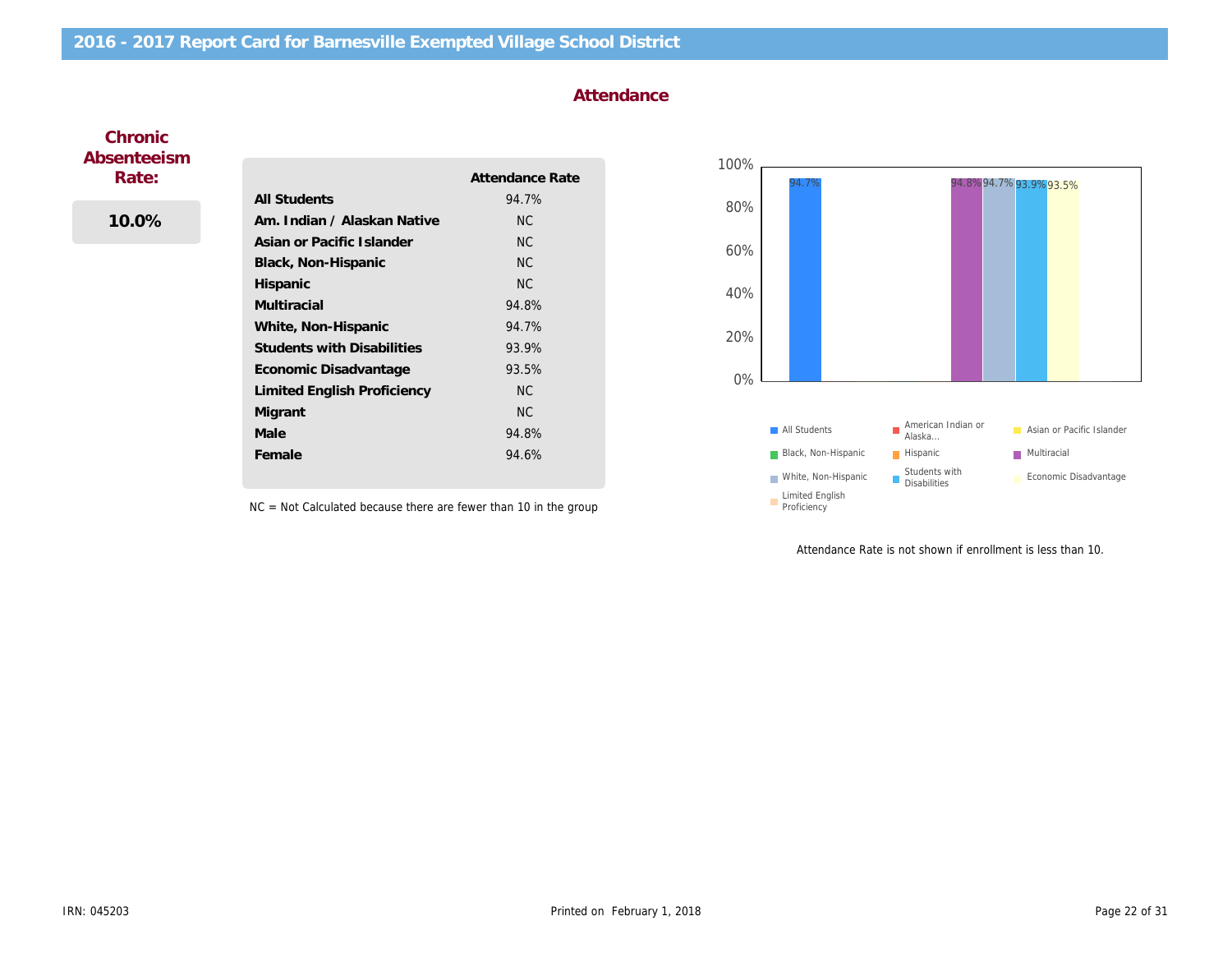# 2016 - 2017 Report Card for Barnesville Exempted Village School District

## Attendance

### Chronic Absenteeism Rate:

**10.0%**

| | Attendance Rate |
|---|---|
| **All Students** | 94.7% |
| **Am. Indian / Alaskan Native** | NC |
| **Asian or Pacific Islander** | NC |
| **Black, Non-Hispanic** | NC |
| **Hispanic** | NC |
| **Multiracial** | 94.8% |
| **White, Non-Hispanic** | 94.7% |
| **Students with Disabilities** | 93.9% |
| **Economic Disadvantage** | 93.5% |
| **Limited English Proficiency** | NC |
| **Migrant** | NC |
| **Male** | 94.8% |
| **Female** | 94.6% |

NC = Not Calculated because there are fewer than 10 in the group

Chart values: All Students 94.7%; Multiracial 94.8%; White, Non-Hispanic 94.7%; Students with Disabilities 93.9%; Economic Disadvantage 93.5%

Legend: All Students; American Indian or Alaska...; Asian or Pacific Islander; Black, Non-Hispanic; Hispanic; Multiracial; White, Non-Hispanic; Students with Disabilities; Economic Disadvantage; Limited English Proficiency

Attendance Rate is not shown if enrollment is less than 10.

IRN: 045203

Printed on February 1, 2018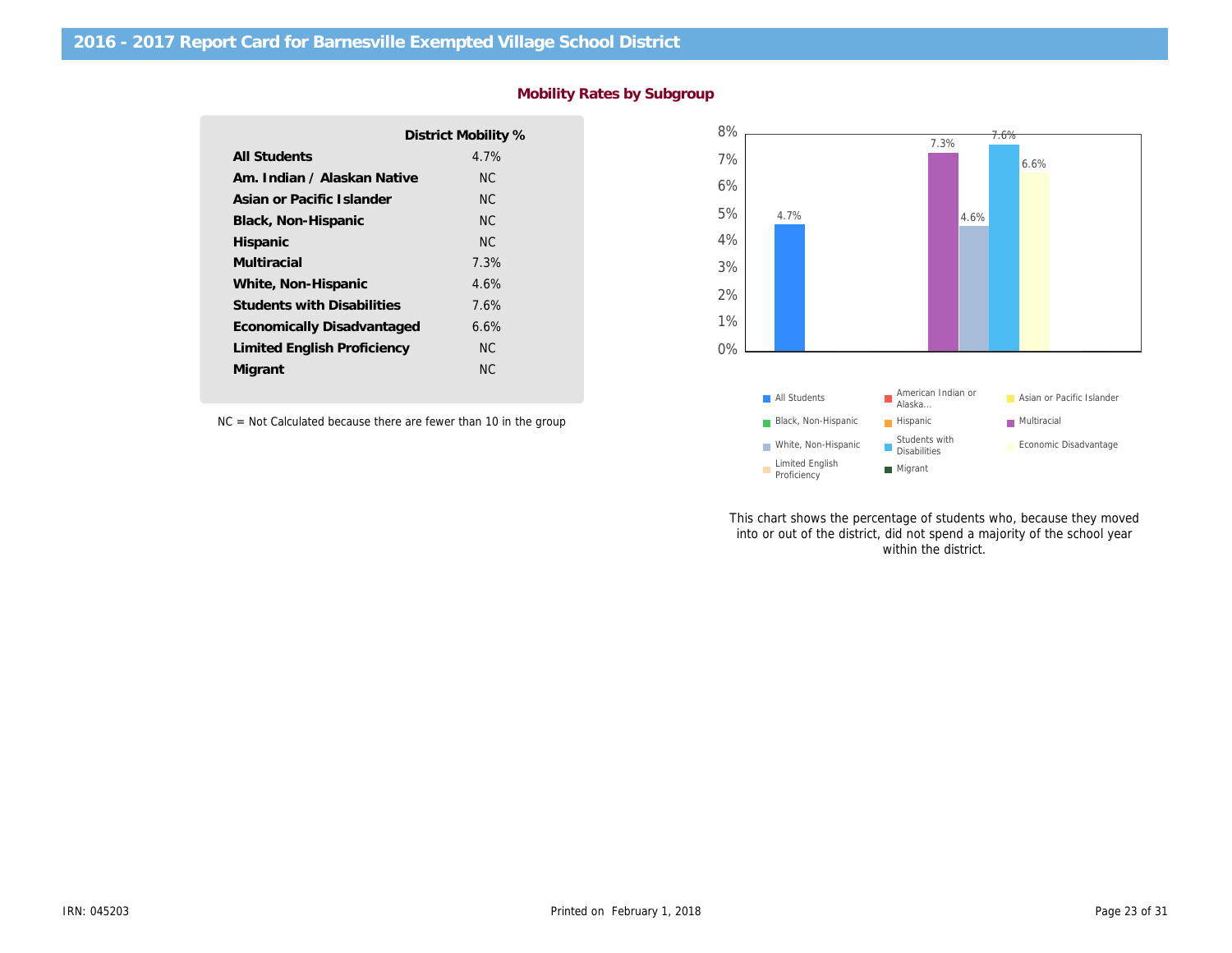## 2016 - 2017 Report Card for Barnesville Exempted Village School District

### Mobility Rates by Subgroup

| | District Mobility % |
|---|---|
| **All Students** | 4.7% |
| **Am. Indian / Alaskan Native** | NC |
| **Asian or Pacific Islander** | NC |
| **Black, Non-Hispanic** | NC |
| **Hispanic** | NC |
| **Multiracial** | 7.3% |
| **White, Non-Hispanic** | 4.6% |
| **Students with Disabilities** | 7.6% |
| **Economically Disadvantaged** | 6.6% |
| **Limited English Proficiency** | NC |
| **Migrant** | NC |

NC = Not Calculated because there are fewer than 10 in the group

This chart shows the percentage of students who, because they moved into or out of the district, did not spend a majority of the school year within the district.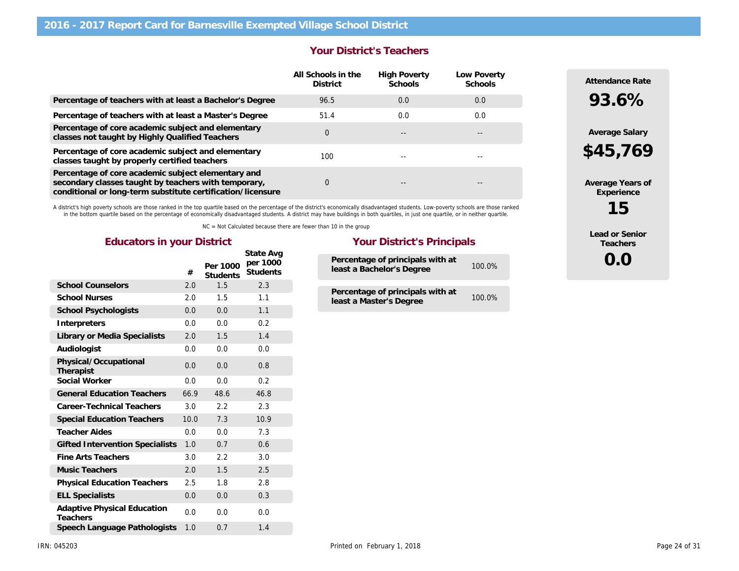# 2016 - 2017 Report Card for Barnesville Exempted Village School District

## Your District's Teachers

| | All Schools in the District | High Poverty Schools | Low Poverty Schools |
|---|---|---|---|
| Percentage of teachers with at least a Bachelor's Degree | 96.5 | 0.0 | 0.0 |
| Percentage of teachers with at least a Master's Degree | 51.4 | 0.0 | 0.0 |
| Percentage of core academic subject and elementary classes not taught by Highly Qualified Teachers | 0 | -- | -- |
| Percentage of core academic subject and elementary classes taught by properly certified teachers | 100 | -- | -- |
| Percentage of core academic subject elementary and secondary classes taught by teachers with temporary, conditional or long-term substitute certification/licensure | 0 | -- | -- |

A district's high poverty schools are those ranked in the top quartile based on the percentage of the district's economically disadvantaged students. Low-poverty schools are those ranked in the bottom quartile based on the percentage of economically disadvantaged students. A district may have buildings in both quartiles, in just one quartile, or in neither quartile.

NC = Not Calculated because there are fewer than 10 in the group

**Attendance Rate**
**93.6%**

**Average Salary**
**$45,769**

**Average Years of Experience**
**15**

**Lead or Senior Teachers**
**0.0**

## Educators in your District

| | # | Per 1000 Students | State Avg per 1000 Students |
|---|---|---|---|
| School Counselors | 2.0 | 1.5 | 2.3 |
| School Nurses | 2.0 | 1.5 | 1.1 |
| School Psychologists | 0.0 | 0.0 | 1.1 |
| Interpreters | 0.0 | 0.0 | 0.2 |
| Library or Media Specialists | 2.0 | 1.5 | 1.4 |
| Audiologist | 0.0 | 0.0 | 0.0 |
| Physical/Occupational Therapist | 0.0 | 0.0 | 0.8 |
| Social Worker | 0.0 | 0.0 | 0.2 |
| General Education Teachers | 66.9 | 48.6 | 46.8 |
| Career-Technical Teachers | 3.0 | 2.2 | 2.3 |
| Special Education Teachers | 10.0 | 7.3 | 10.9 |
| Teacher Aides | 0.0 | 0.0 | 7.3 |
| Gifted Intervention Specialists | 1.0 | 0.7 | 0.6 |
| Fine Arts Teachers | 3.0 | 2.2 | 3.0 |
| Music Teachers | 2.0 | 1.5 | 2.5 |
| Physical Education Teachers | 2.5 | 1.8 | 2.8 |
| ELL Specialists | 0.0 | 0.0 | 0.3 |
| Adaptive Physical Education Teachers | 0.0 | 0.0 | 0.0 |
| Speech Language Pathologists | 1.0 | 0.7 | 1.4 |

## Your District's Principals

| | |
|---|---|
| Percentage of principals with at least a Bachelor's Degree | 100.0% |
| Percentage of principals with at least a Master's Degree | 100.0% |

IRN: 045203

Printed on February 1, 2018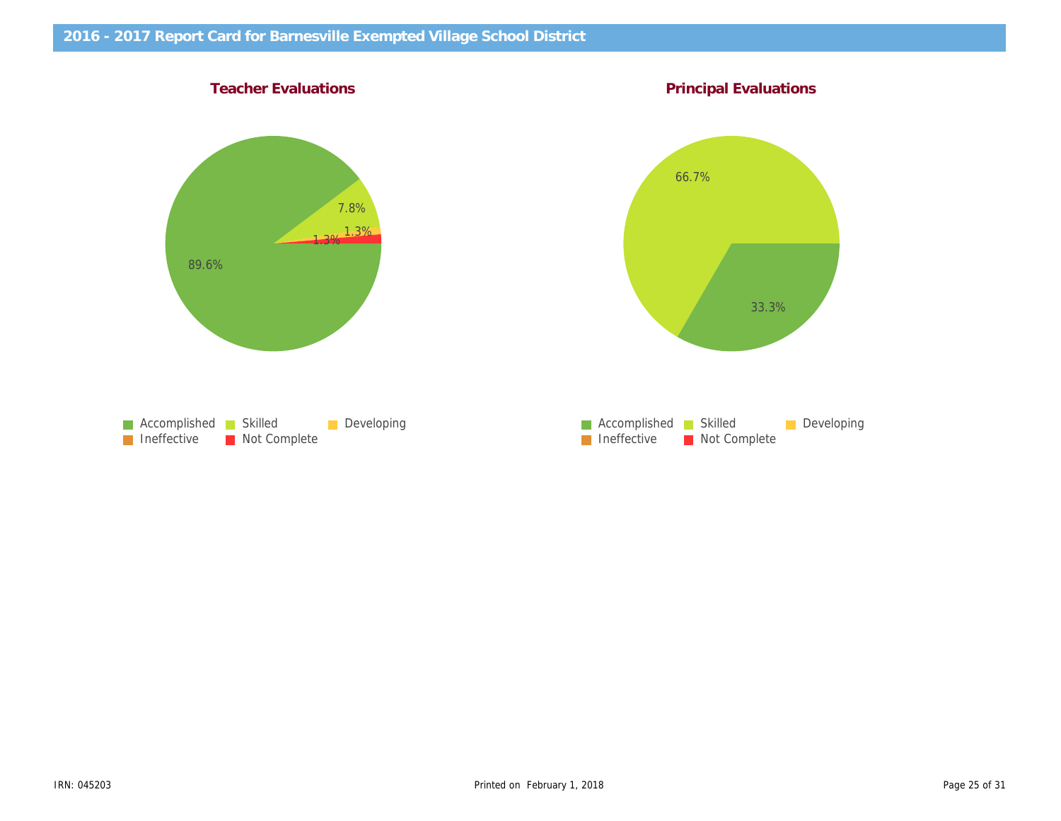## 2016 - 2017 Report Card for Barnesville Exempted Village School District

### Teacher Evaluations

89.6%

7.8%

1.3%

1.3%

Accomplished | Skilled | Developing | Ineffective | Not Complete

### Principal Evaluations

66.7%

33.3%

Accomplished | Skilled | Developing | Ineffective | Not Complete

IRN: 045203

Printed on February 1, 2018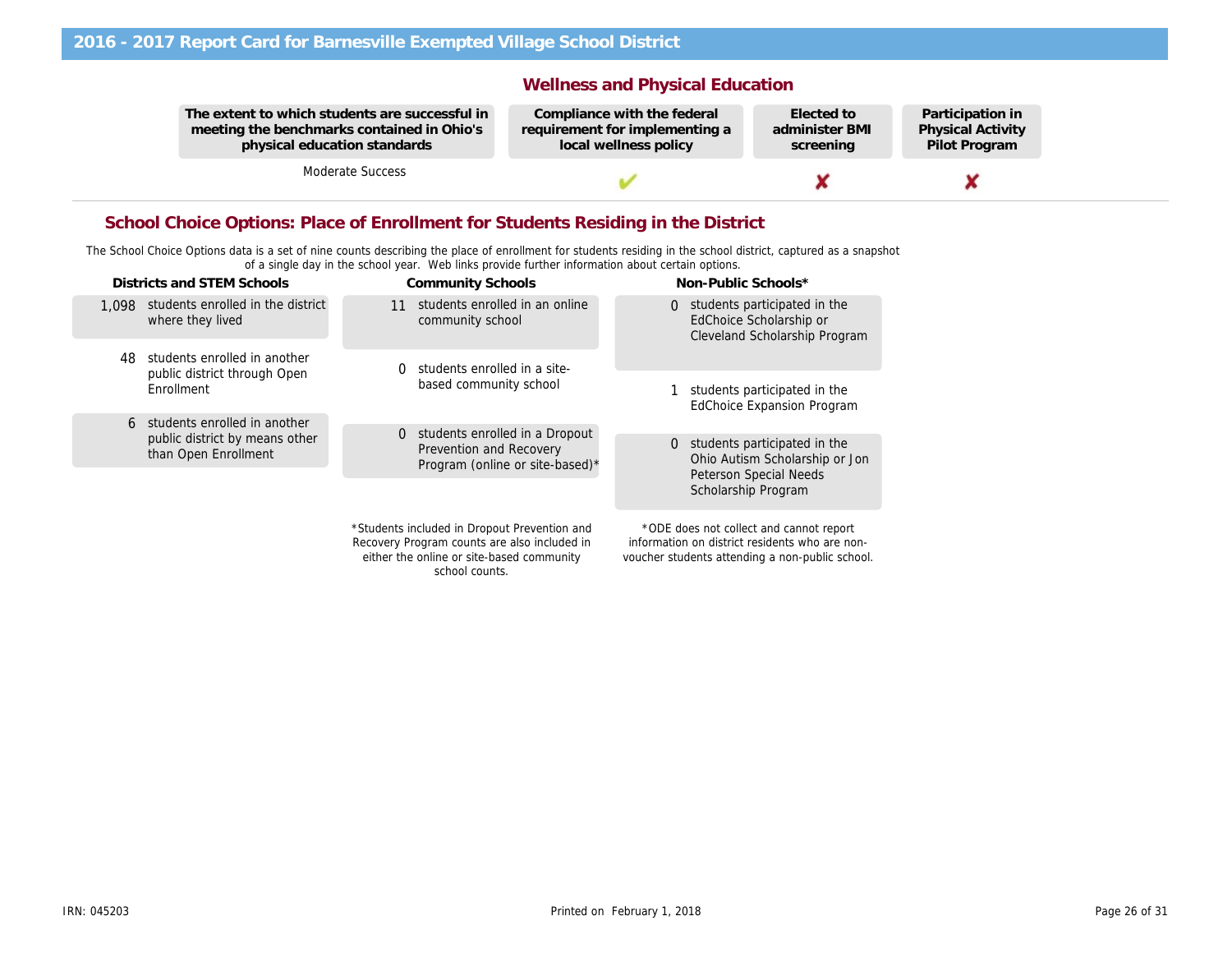# 2016 - 2017 Report Card for Barnesville Exempted Village School District

## Wellness and Physical Education

| The extent to which students are successful in meeting the benchmarks contained in Ohio's physical education standards | Compliance with the federal requirement for implementing a local wellness policy | Elected to administer BMI screening | Participation in Physical Activity Pilot Program |
|---|---|---|---|
| Moderate Success | ✔ | ✘ | ✘ |

## School Choice Options: Place of Enrollment for Students Residing in the District

The School Choice Options data is a set of nine counts describing the place of enrollment for students residing in the school district, captured as a snapshot of a single day in the school year. Web links provide further information about certain options.

### Districts and STEM Schools

- **1,098** students enrolled in the district where they lived
- **48** students enrolled in another public district through Open Enrollment
- **6** students enrolled in another public district by means other than Open Enrollment

### Community Schools

- **11** students enrolled in an online community school
- **0** students enrolled in a site-based community school
- **0** students enrolled in a Dropout Prevention and Recovery Program (online or site-based)*

*Students included in Dropout Prevention and Recovery Program counts are also included in either the online or site-based community school counts.

### Non-Public Schools*

- **0** students participated in the EdChoice Scholarship or Cleveland Scholarship Program
- **1** students participated in the EdChoice Expansion Program
- **0** students participated in the Ohio Autism Scholarship or Jon Peterson Special Needs Scholarship Program

*ODE does not collect and cannot report information on district residents who are non-voucher students attending a non-public school.

IRN: 045203

Printed on February 1, 2018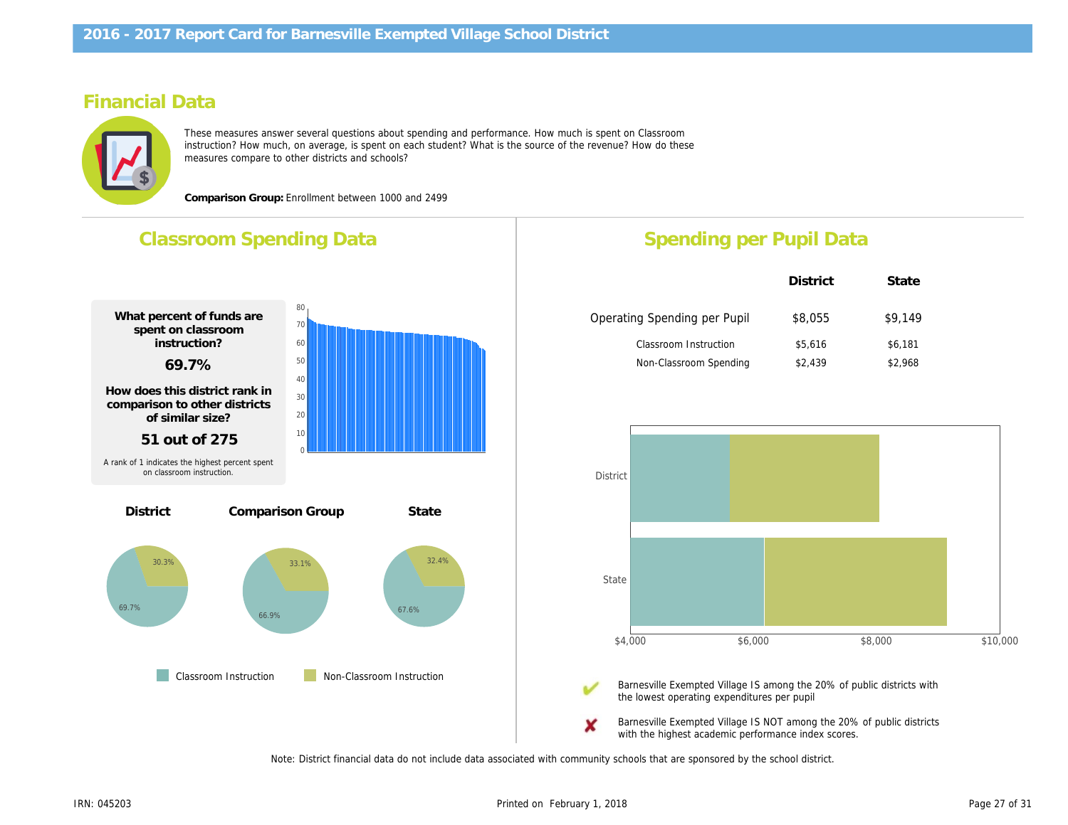# 2016 - 2017 Report Card for Barnesville Exempted Village School District

## Financial Data

These measures answer several questions about spending and performance. How much is spent on Classroom instruction? How much, on average, is spent on each student? What is the source of the revenue? How do these measures compare to other districts and schools?

**Comparison Group:** Enrollment between 1000 and 2499

## Classroom Spending Data

**What percent of funds are spent on classroom instruction?**

**69.7%**

**How does this district rank in comparison to other districts of similar size?**

**51 out of 275**

A rank of 1 indicates the highest percent spent on classroom instruction.

| | District | Comparison Group | State |
|---|---|---|---|
| Classroom Instruction | 69.7% | 66.9% | 67.6% |
| Non-Classroom Instruction | 30.3% | 33.1% | 32.4% |

## Spending per Pupil Data

| | District | State |
|---|---|---|
| Operating Spending per Pupil | $8,055 | $9,149 |
| Classroom Instruction | $5,616 | $6,181 |
| Non-Classroom Spending | $2,439 | $2,968 |

✔ Barnesville Exempted Village IS among the 20% of public districts with the lowest operating expenditures per pupil

✘ Barnesville Exempted Village IS NOT among the 20% of public districts with the highest academic performance index scores.

Note: District financial data do not include data associated with community schools that are sponsored by the school district.

IRN: 045203

Printed on February 1, 2018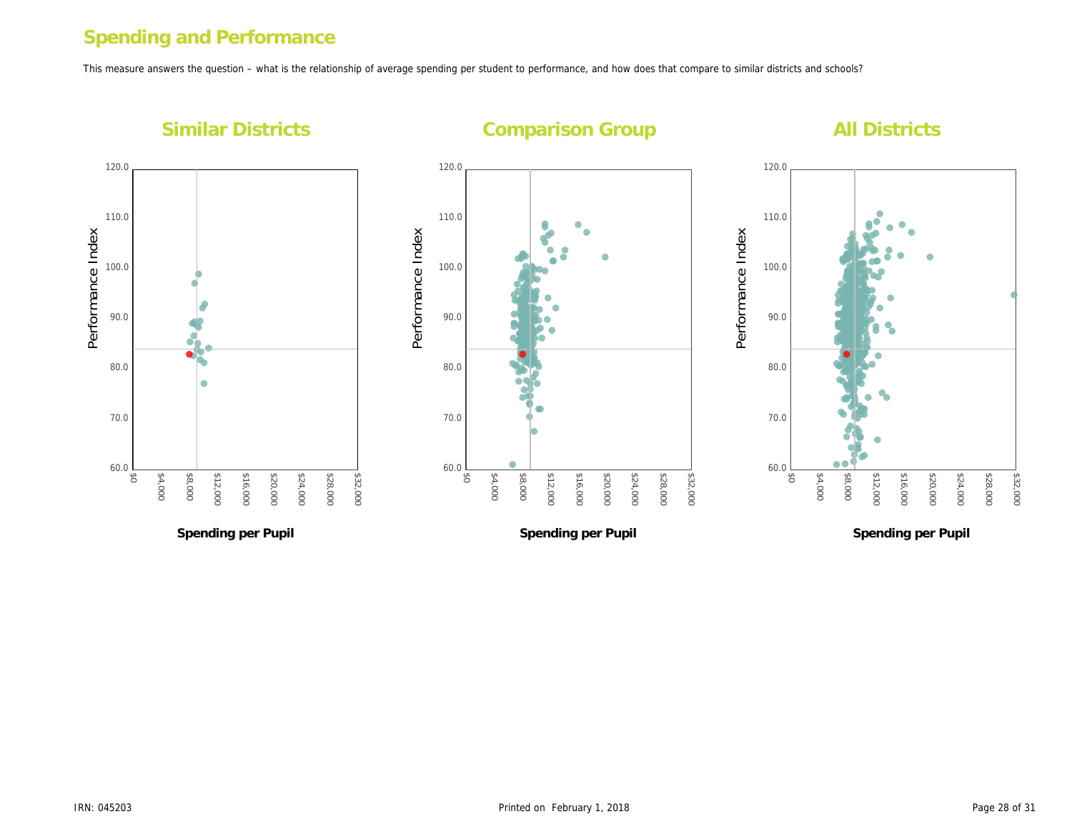# Spending and Performance

This measure answers the question – what is the relationship of average spending per student to performance, and how does that compare to similar districts and schools?

## Similar Districts

Performance Index

120.0
110.0
100.0
90.0
80.0
70.0
60.0

$0 $4,000 $8,000 $12,000 $16,000 $20,000 $24,000 $28,000 $32,000

**Spending per Pupil**

## Comparison Group

Performance Index

120.0
110.0
100.0
90.0
80.0
70.0
60.0

$0 $4,000 $8,000 $12,000 $16,000 $20,000 $24,000 $28,000 $32,000

**Spending per Pupil**

## All Districts

Performance Index

120.0
110.0
100.0
90.0
80.0
70.0
60.0

$0 $4,000 $8,000 $12,000 $16,000 $20,000 $24,000 $28,000 $32,000

**Spending per Pupil**

IRN: 045203

Printed on February 1, 2018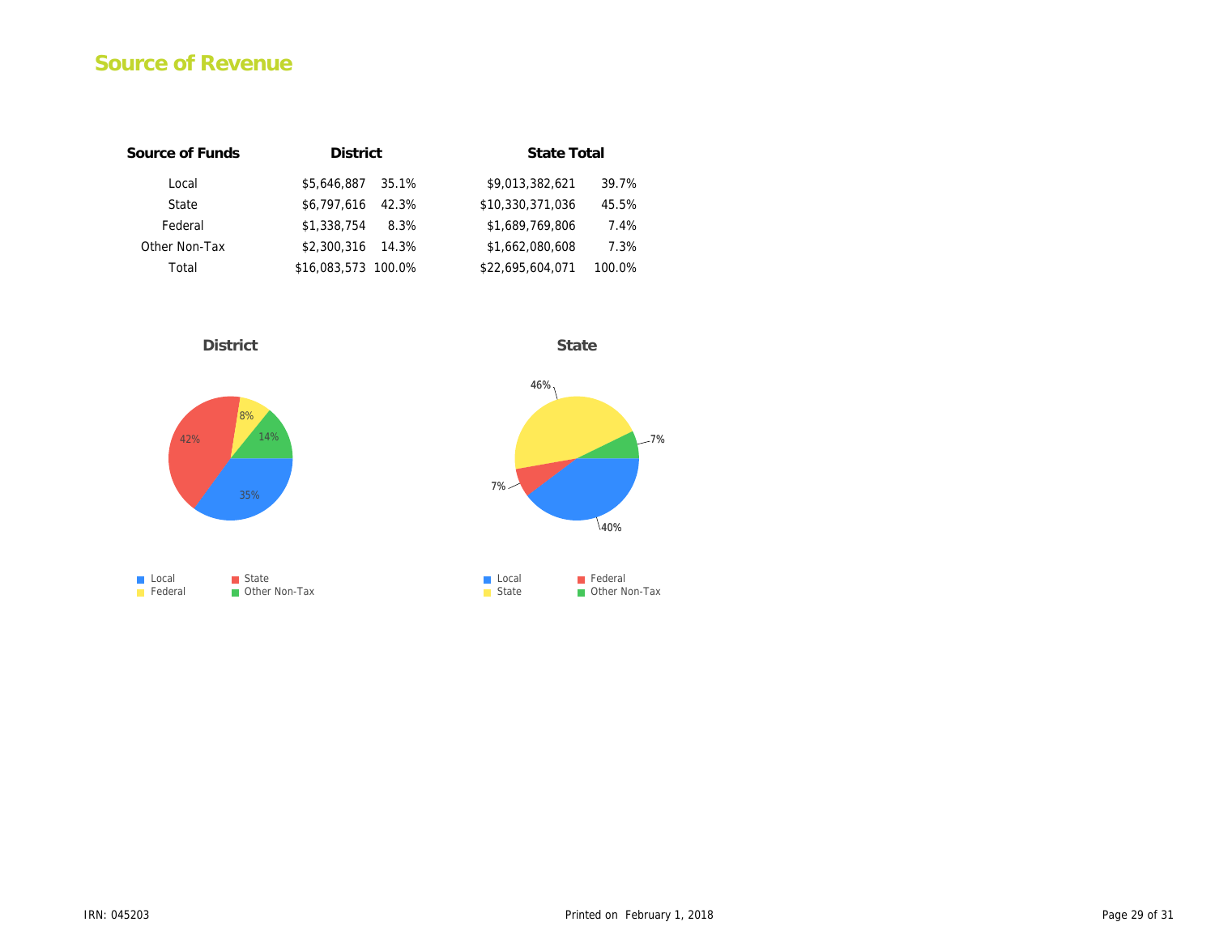## Source of Revenue

| Source of Funds | District | | State Total | |
|---|---|---|---|---|
| Local | $5,646,887 | 35.1% | $9,013,382,621 | 39.7% |
| State | $6,797,616 | 42.3% | $10,330,371,036 | 45.5% |
| Federal | $1,338,754 | 8.3% | $1,689,769,806 | 7.4% |
| Other Non-Tax | $2,300,316 | 14.3% | $1,662,080,608 | 7.3% |
| Total | $16,083,573 | 100.0% | $22,695,604,071 | 100.0% |

**District**

42% 8% 14% 35%

Local State Federal Other Non-Tax

**State**

46% 7% 7% 40%

Local Federal State Other Non-Tax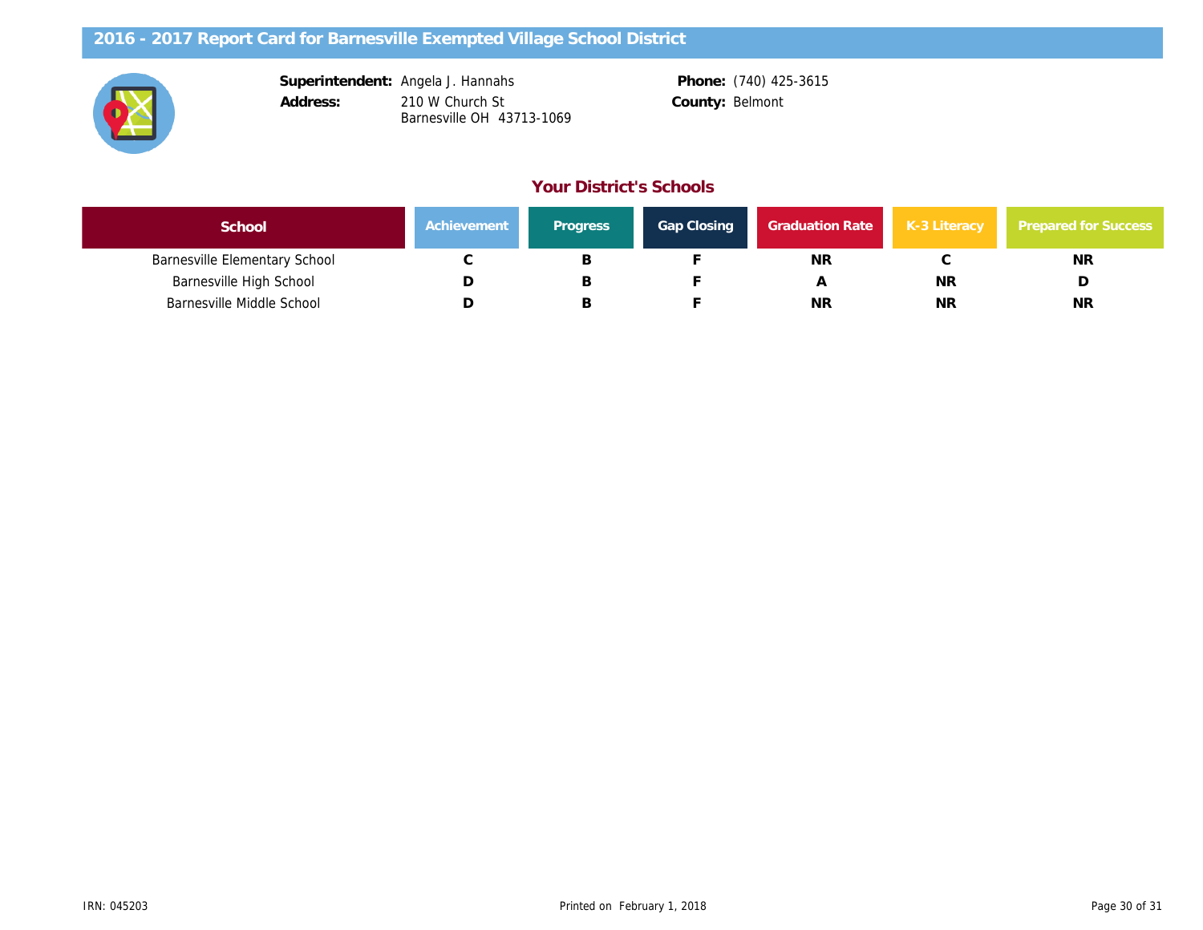# 2016 - 2017 Report Card for Barnesville Exempted Village School District

**Superintendent:** Angela J. Hannahs
**Address:** 210 W Church St
Barnesville OH 43713-1069

**Phone:** (740) 425-3615
**County:** Belmont

## Your District's Schools

| School | Achievement | Progress | Gap Closing | Graduation Rate | K-3 Literacy | Prepared for Success |
|---|---|---|---|---|---|---|
| Barnesville Elementary School | C | B | F | NR | C | NR |
| Barnesville High School | D | B | F | A | NR | D |
| Barnesville Middle School | D | B | F | NR | NR | NR |

IRN: 045203

Printed on February 1, 2018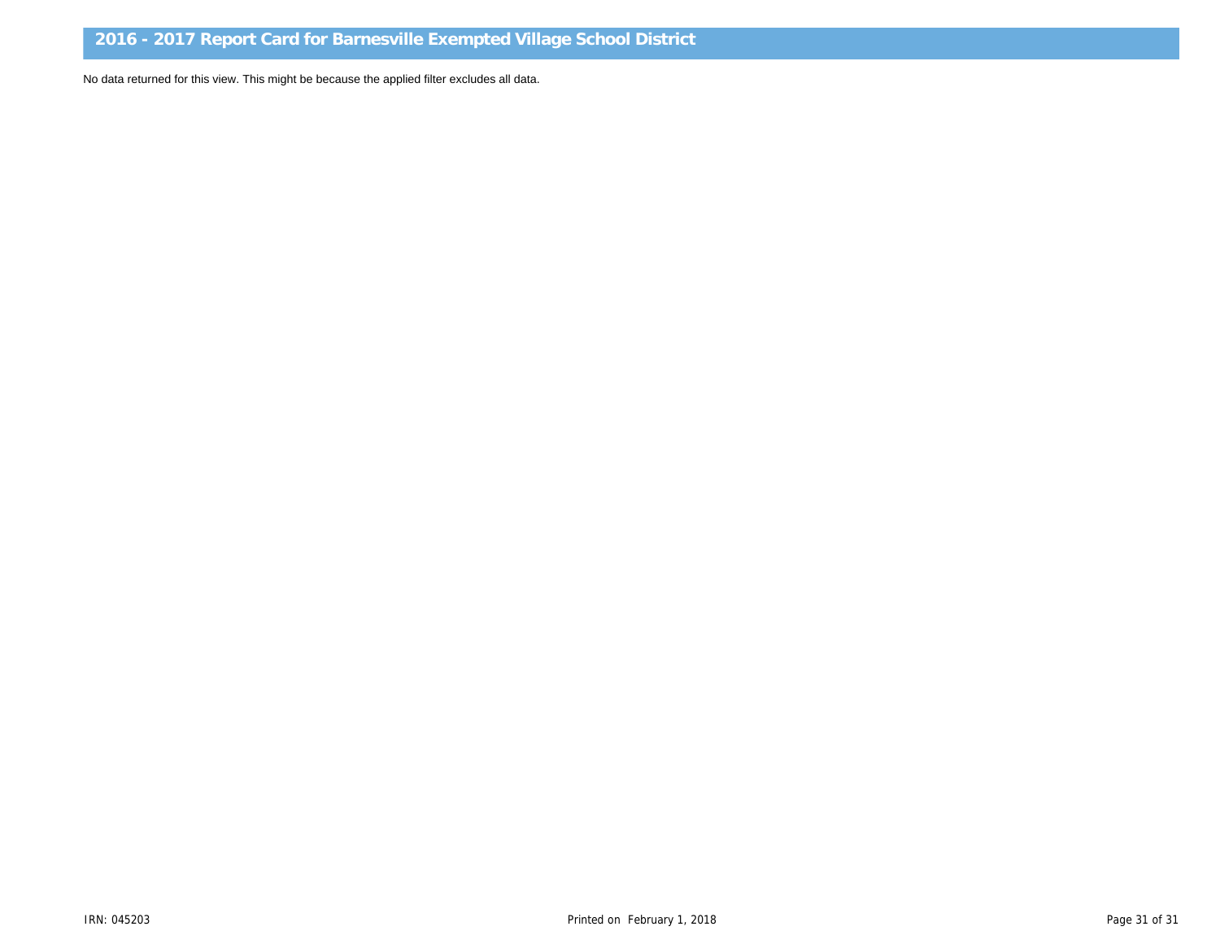## 2016 - 2017 Report Card for Barnesville Exempted Village School District

No data returned for this view. This might be because the applied filter excludes all data.